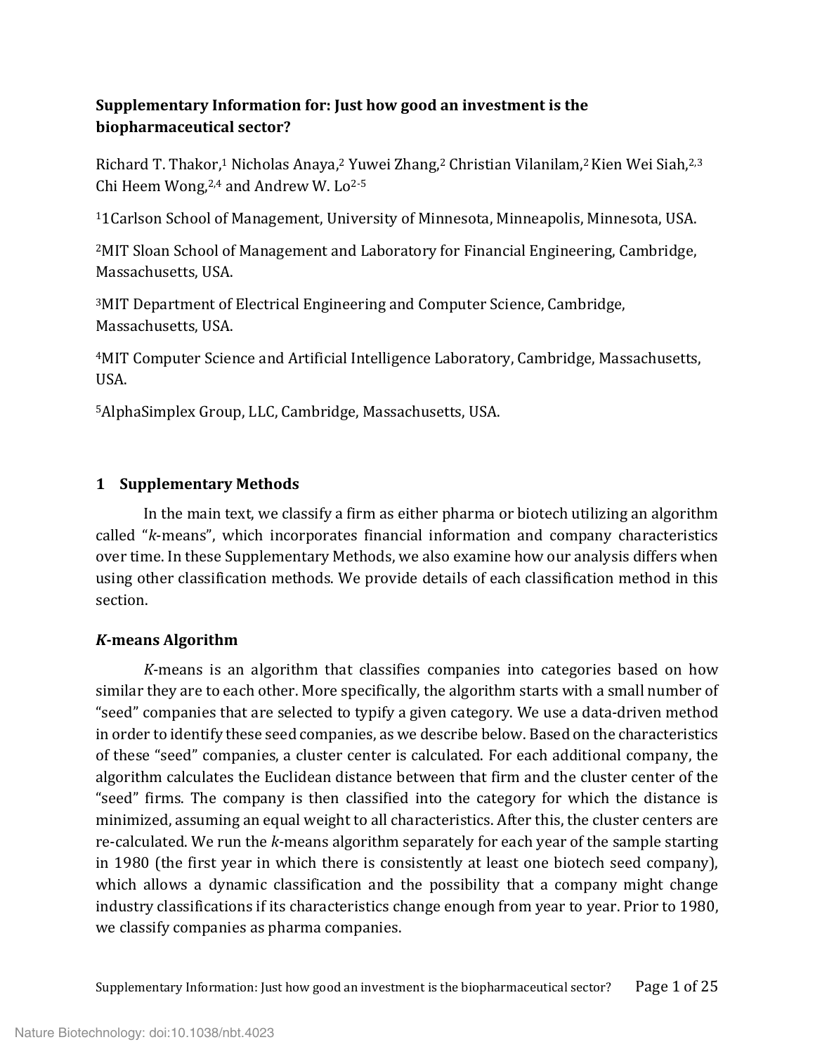**Supplementary Information for: Just how good an investment is the biopharmaceutical sector?**

Richard T. Thakor,[1] Nicholas Anaya,[2] Yuwei Zhang,[2] Christian Vilanilam,[2] Kien Wei Siah,[2,3] Chi Heem Wong,[2,4] and Andrew W. Lo[2-5]

[1]1Carlson School of Management, University of Minnesota, Minneapolis, Minnesota, USA.

[2]MIT Sloan School of Management and Laboratory for Financial Engineering, Cambridge, Massachusetts, USA.

[3]MIT Department of Electrical Engineering and Computer Science, Cambridge, Massachusetts, USA.

[4]MIT Computer Science and Artificial Intelligence Laboratory, Cambridge, Massachusetts, USA.

[5]AlphaSimplex Group, LLC, Cambridge, Massachusetts, USA.

## 1 Supplementary Methods

In the main text, we classify a firm as either pharma or biotech utilizing an algorithm called "*k*-means", which incorporates financial information and company characteristics over time. In these Supplementary Methods, we also examine how our analysis differs when using other classification methods. We provide details of each classification method in this section.

### *K*-means Algorithm

*K*-means is an algorithm that classifies companies into categories based on how similar they are to each other. More specifically, the algorithm starts with a small number of "seed" companies that are selected to typify a given category. We use a data-driven method in order to identify these seed companies, as we describe below. Based on the characteristics of these "seed" companies, a cluster center is calculated. For each additional company, the algorithm calculates the Euclidean distance between that firm and the cluster center of the "seed" firms. The company is then classified into the category for which the distance is minimized, assuming an equal weight to all characteristics. After this, the cluster centers are re-calculated. We run the *k*-means algorithm separately for each year of the sample starting in 1980 (the first year in which there is consistently at least one biotech seed company), which allows a dynamic classification and the possibility that a company might change industry classifications if its characteristics change enough from year to year. Prior to 1980, we classify companies as pharma companies.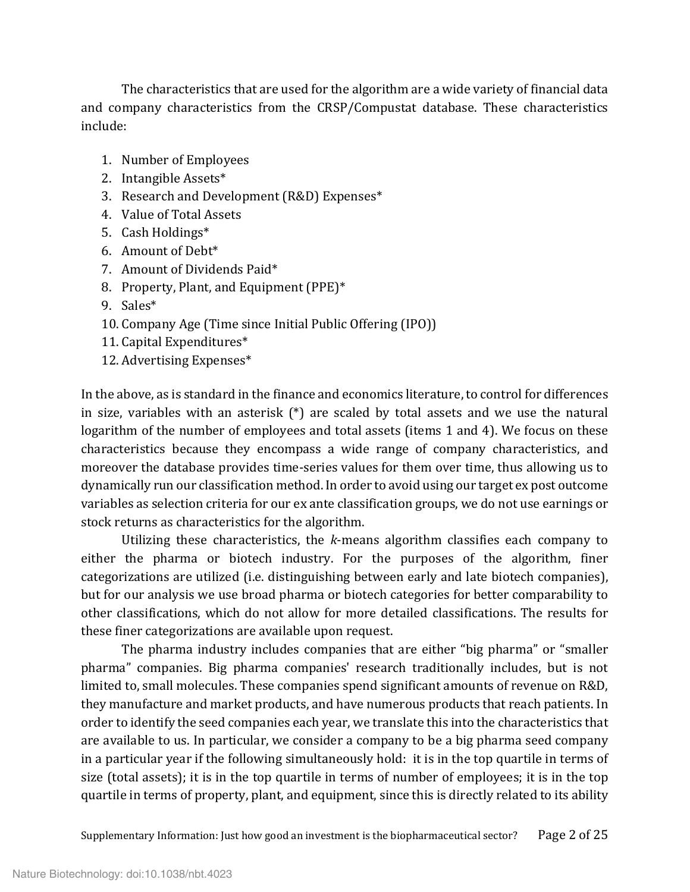The characteristics that are used for the algorithm are a wide variety of financial data and company characteristics from the CRSP/Compustat database. These characteristics include:

1. Number of Employees
2. Intangible Assets*
3. Research and Development (R&D) Expenses*
4. Value of Total Assets
5. Cash Holdings*
6. Amount of Debt*
7. Amount of Dividends Paid*
8. Property, Plant, and Equipment (PPE)*
9. Sales*
10. Company Age (Time since Initial Public Offering (IPO))
11. Capital Expenditures*
12. Advertising Expenses*

In the above, as is standard in the finance and economics literature, to control for differences in size, variables with an asterisk (*) are scaled by total assets and we use the natural logarithm of the number of employees and total assets (items 1 and 4). We focus on these characteristics because they encompass a wide range of company characteristics, and moreover the database provides time-series values for them over time, thus allowing us to dynamically run our classification method. In order to avoid using our target ex post outcome variables as selection criteria for our ex ante classification groups, we do not use earnings or stock returns as characteristics for the algorithm.

Utilizing these characteristics, the *k*-means algorithm classifies each company to either the pharma or biotech industry. For the purposes of the algorithm, finer categorizations are utilized (i.e. distinguishing between early and late biotech companies), but for our analysis we use broad pharma or biotech categories for better comparability to other classifications, which do not allow for more detailed classifications. The results for these finer categorizations are available upon request.

The pharma industry includes companies that are either "big pharma" or "smaller pharma" companies. Big pharma companies' research traditionally includes, but is not limited to, small molecules. These companies spend significant amounts of revenue on R&D, they manufacture and market products, and have numerous products that reach patients. In order to identify the seed companies each year, we translate this into the characteristics that are available to us. In particular, we consider a company to be a big pharma seed company in a particular year if the following simultaneously hold: it is in the top quartile in terms of size (total assets); it is in the top quartile in terms of number of employees; it is in the top quartile in terms of property, plant, and equipment, since this is directly related to its ability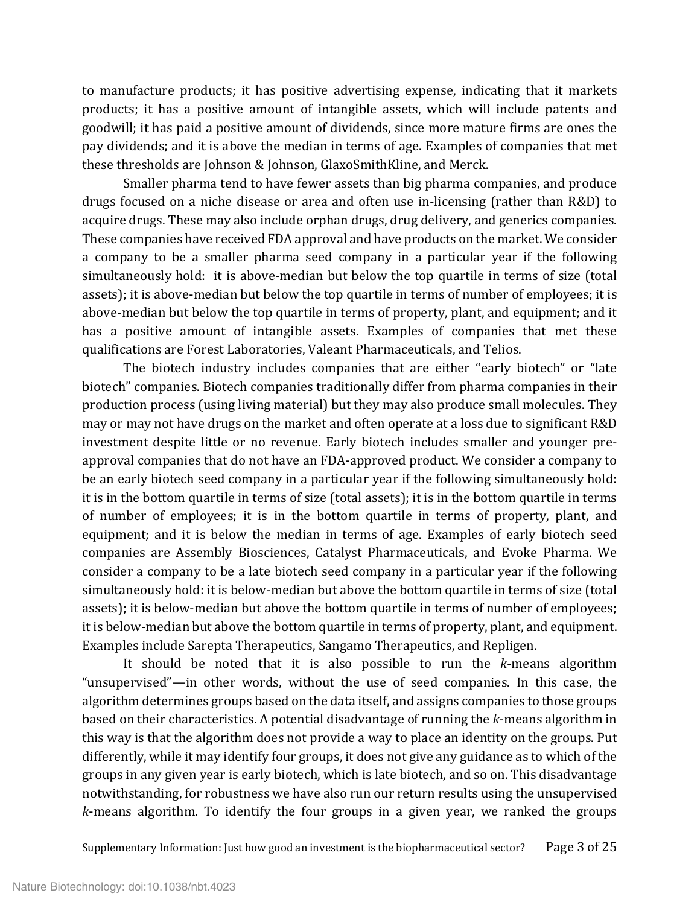to manufacture products; it has positive advertising expense, indicating that it markets products; it has a positive amount of intangible assets, which will include patents and goodwill; it has paid a positive amount of dividends, since more mature firms are ones the pay dividends; and it is above the median in terms of age. Examples of companies that met these thresholds are Johnson & Johnson, GlaxoSmithKline, and Merck.

Smaller pharma tend to have fewer assets than big pharma companies, and produce drugs focused on a niche disease or area and often use in-licensing (rather than R&D) to acquire drugs. These may also include orphan drugs, drug delivery, and generics companies. These companies have received FDA approval and have products on the market. We consider a company to be a smaller pharma seed company in a particular year if the following simultaneously hold: it is above-median but below the top quartile in terms of size (total assets); it is above-median but below the top quartile in terms of number of employees; it is above-median but below the top quartile in terms of property, plant, and equipment; and it has a positive amount of intangible assets. Examples of companies that met these qualifications are Forest Laboratories, Valeant Pharmaceuticals, and Telios.

The biotech industry includes companies that are either "early biotech" or "late biotech" companies. Biotech companies traditionally differ from pharma companies in their production process (using living material) but they may also produce small molecules. They may or may not have drugs on the market and often operate at a loss due to significant R&D investment despite little or no revenue. Early biotech includes smaller and younger pre-approval companies that do not have an FDA-approved product. We consider a company to be an early biotech seed company in a particular year if the following simultaneously hold: it is in the bottom quartile in terms of size (total assets); it is in the bottom quartile in terms of number of employees; it is in the bottom quartile in terms of property, plant, and equipment; and it is below the median in terms of age. Examples of early biotech seed companies are Assembly Biosciences, Catalyst Pharmaceuticals, and Evoke Pharma. We consider a company to be a late biotech seed company in a particular year if the following simultaneously hold: it is below-median but above the bottom quartile in terms of size (total assets); it is below-median but above the bottom quartile in terms of number of employees; it is below-median but above the bottom quartile in terms of property, plant, and equipment. Examples include Sarepta Therapeutics, Sangamo Therapeutics, and Repligen.

It should be noted that it is also possible to run the *k*-means algorithm "unsupervised"—in other words, without the use of seed companies. In this case, the algorithm determines groups based on the data itself, and assigns companies to those groups based on their characteristics. A potential disadvantage of running the *k*-means algorithm in this way is that the algorithm does not provide a way to place an identity on the groups. Put differently, while it may identify four groups, it does not give any guidance as to which of the groups in any given year is early biotech, which is late biotech, and so on. This disadvantage notwithstanding, for robustness we have also run our return results using the unsupervised *k*-means algorithm. To identify the four groups in a given year, we ranked the groups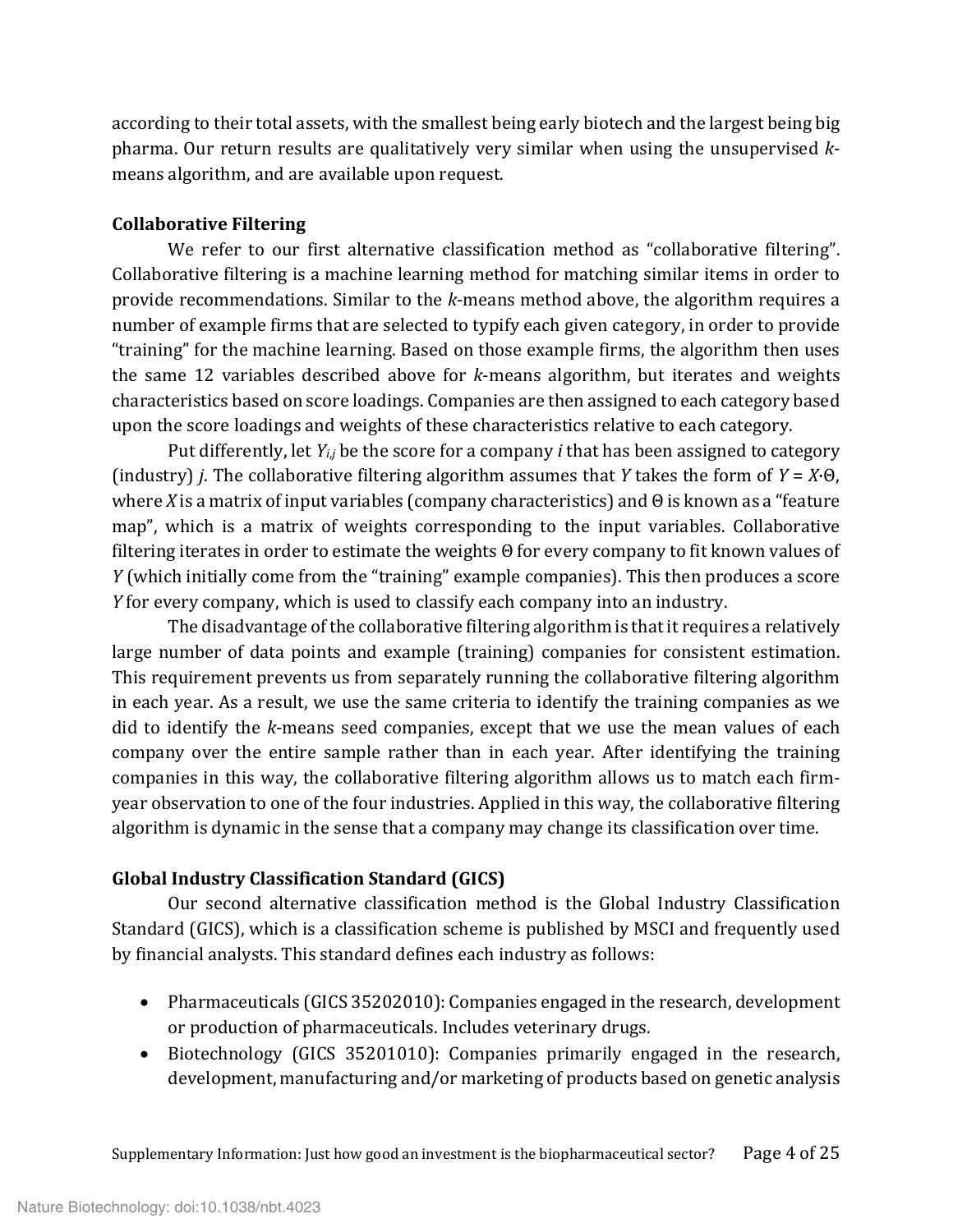according to their total assets, with the smallest being early biotech and the largest being big pharma. Our return results are qualitatively very similar when using the unsupervised *k*-means algorithm, and are available upon request.

**Collaborative Filtering**

We refer to our first alternative classification method as "collaborative filtering". Collaborative filtering is a machine learning method for matching similar items in order to provide recommendations. Similar to the *k*-means method above, the algorithm requires a number of example firms that are selected to typify each given category, in order to provide "training" for the machine learning. Based on those example firms, the algorithm then uses the same 12 variables described above for *k*-means algorithm, but iterates and weights characteristics based on score loadings. Companies are then assigned to each category based upon the score loadings and weights of these characteristics relative to each category.

Put differently, let $Y_{i,j}$ be the score for a company $i$ that has been assigned to category (industry) $j$. The collaborative filtering algorithm assumes that $Y$ takes the form of $Y = X \cdot \Theta$, where $X$ is a matrix of input variables (company characteristics) and $\Theta$ is known as a "feature map", which is a matrix of weights corresponding to the input variables. Collaborative filtering iterates in order to estimate the weights $\Theta$ for every company to fit known values of $Y$ (which initially come from the "training" example companies). This then produces a score $Y$ for every company, which is used to classify each company into an industry.

The disadvantage of the collaborative filtering algorithm is that it requires a relatively large number of data points and example (training) companies for consistent estimation. This requirement prevents us from separately running the collaborative filtering algorithm in each year. As a result, we use the same criteria to identify the training companies as we did to identify the *k*-means seed companies, except that we use the mean values of each company over the entire sample rather than in each year. After identifying the training companies in this way, the collaborative filtering algorithm allows us to match each firm-year observation to one of the four industries. Applied in this way, the collaborative filtering algorithm is dynamic in the sense that a company may change its classification over time.

**Global Industry Classification Standard (GICS)**

Our second alternative classification method is the Global Industry Classification Standard (GICS), which is a classification scheme is published by MSCI and frequently used by financial analysts. This standard defines each industry as follows:

- Pharmaceuticals (GICS 35202010): Companies engaged in the research, development or production of pharmaceuticals. Includes veterinary drugs.
- Biotechnology (GICS 35201010): Companies primarily engaged in the research, development, manufacturing and/or marketing of products based on genetic analysis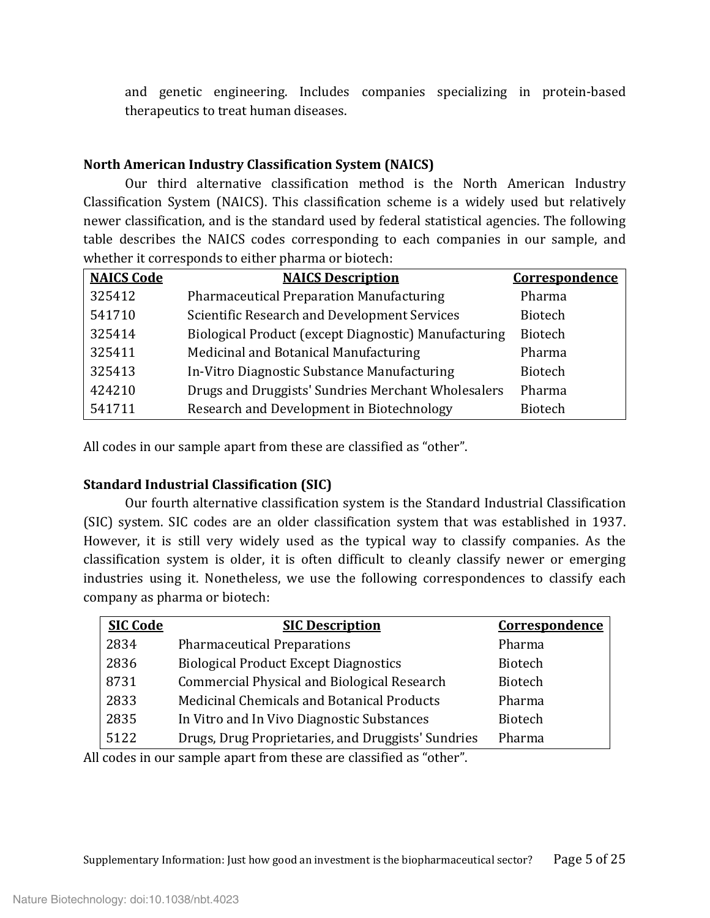and genetic engineering. Includes companies specializing in protein-based therapeutics to treat human diseases.

**North American Industry Classification System (NAICS)**

Our third alternative classification method is the North American Industry Classification System (NAICS). This classification scheme is a widely used but relatively newer classification, and is the standard used by federal statistical agencies. The following table describes the NAICS codes corresponding to each companies in our sample, and whether it corresponds to either pharma or biotech:

| NAICS Code | NAICS Description | Correspondence |
|---|---|---|
| 325412 | Pharmaceutical Preparation Manufacturing | Pharma |
| 541710 | Scientific Research and Development Services | Biotech |
| 325414 | Biological Product (except Diagnostic) Manufacturing | Biotech |
| 325411 | Medicinal and Botanical Manufacturing | Pharma |
| 325413 | In-Vitro Diagnostic Substance Manufacturing | Biotech |
| 424210 | Drugs and Druggists' Sundries Merchant Wholesalers | Pharma |
| 541711 | Research and Development in Biotechnology | Biotech |

All codes in our sample apart from these are classified as "other".

**Standard Industrial Classification (SIC)**

Our fourth alternative classification system is the Standard Industrial Classification (SIC) system. SIC codes are an older classification system that was established in 1937. However, it is still very widely used as the typical way to classify companies. As the classification system is older, it is often difficult to cleanly classify newer or emerging industries using it. Nonetheless, we use the following correspondences to classify each company as pharma or biotech:

| SIC Code | SIC Description | Correspondence |
|---|---|---|
| 2834 | Pharmaceutical Preparations | Pharma |
| 2836 | Biological Product Except Diagnostics | Biotech |
| 8731 | Commercial Physical and Biological Research | Biotech |
| 2833 | Medicinal Chemicals and Botanical Products | Pharma |
| 2835 | In Vitro and In Vivo Diagnostic Substances | Biotech |
| 5122 | Drugs, Drug Proprietaries, and Druggists' Sundries | Pharma |

All codes in our sample apart from these are classified as "other".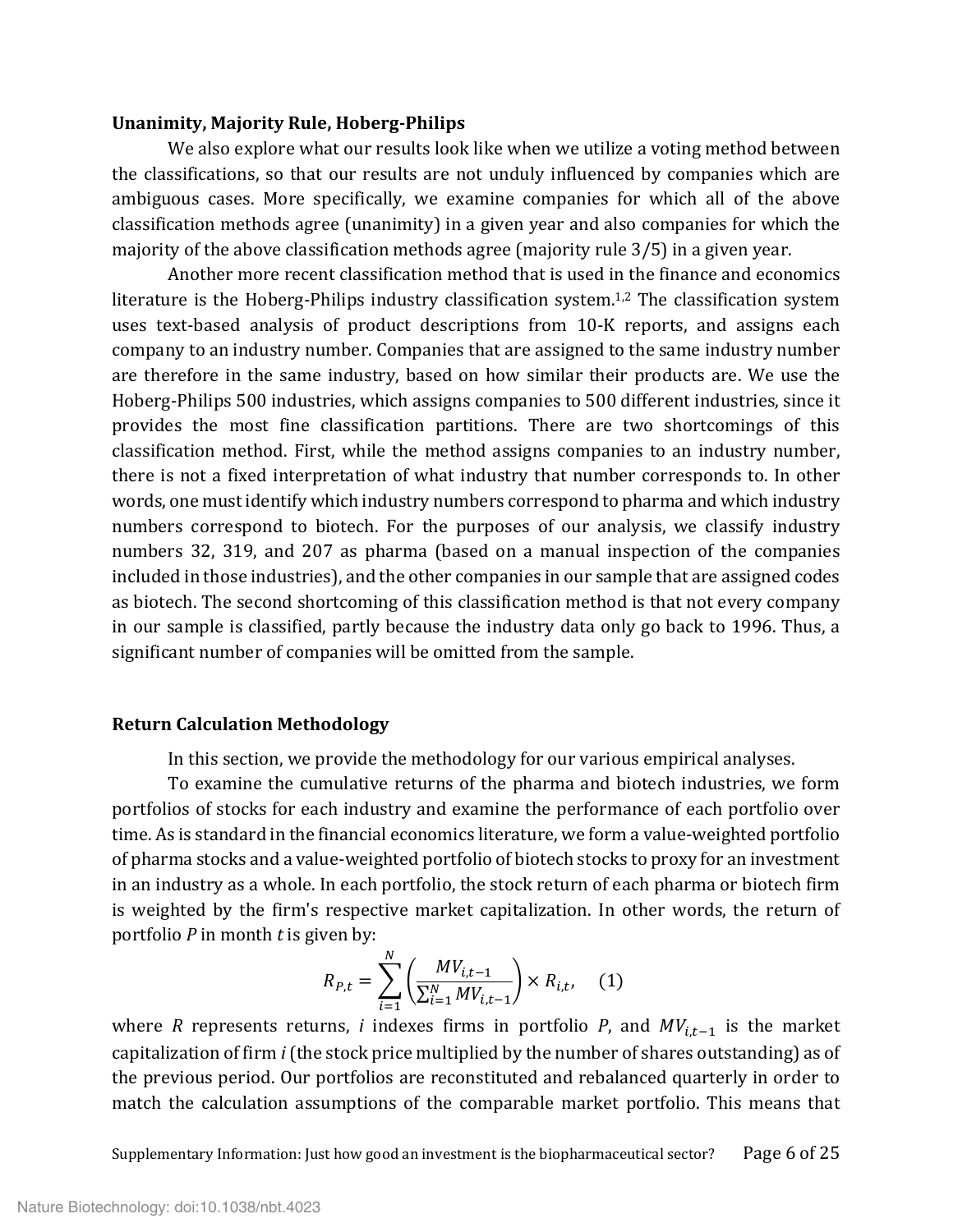### Unanimity, Majority Rule, Hoberg-Philips

We also explore what our results look like when we utilize a voting method between the classifications, so that our results are not unduly influenced by companies which are ambiguous cases. More specifically, we examine companies for which all of the above classification methods agree (unanimity) in a given year and also companies for which the majority of the above classification methods agree (majority rule 3/5) in a given year.

Another more recent classification method that is used in the finance and economics literature is the Hoberg-Philips industry classification system.[1,2] The classification system uses text-based analysis of product descriptions from 10-K reports, and assigns each company to an industry number. Companies that are assigned to the same industry number are therefore in the same industry, based on how similar their products are. We use the Hoberg-Philips 500 industries, which assigns companies to 500 different industries, since it provides the most fine classification partitions. There are two shortcomings of this classification method. First, while the method assigns companies to an industry number, there is not a fixed interpretation of what industry that number corresponds to. In other words, one must identify which industry numbers correspond to pharma and which industry numbers correspond to biotech. For the purposes of our analysis, we classify industry numbers 32, 319, and 207 as pharma (based on a manual inspection of the companies included in those industries), and the other companies in our sample that are assigned codes as biotech. The second shortcoming of this classification method is that not every company in our sample is classified, partly because the industry data only go back to 1996. Thus, a significant number of companies will be omitted from the sample.

### Return Calculation Methodology

In this section, we provide the methodology for our various empirical analyses.

To examine the cumulative returns of the pharma and biotech industries, we form portfolios of stocks for each industry and examine the performance of each portfolio over time. As is standard in the financial economics literature, we form a value-weighted portfolio of pharma stocks and a value-weighted portfolio of biotech stocks to proxy for an investment in an industry as a whole. In each portfolio, the stock return of each pharma or biotech firm is weighted by the firm's respective market capitalization. In other words, the return of portfolio $P$ in month $t$ is given by:

$$R_{P,t} = \sum_{i=1}^{N} \left( \frac{MV_{i,t-1}}{\sum_{i=1}^{N} MV_{i,t-1}} \right) \times R_{i,t}, \quad (1)$$

where $R$ represents returns, $i$ indexes firms in portfolio $P$, and $MV_{i,t-1}$ is the market capitalization of firm $i$ (the stock price multiplied by the number of shares outstanding) as of the previous period. Our portfolios are reconstituted and rebalanced quarterly in order to match the calculation assumptions of the comparable market portfolio. This means that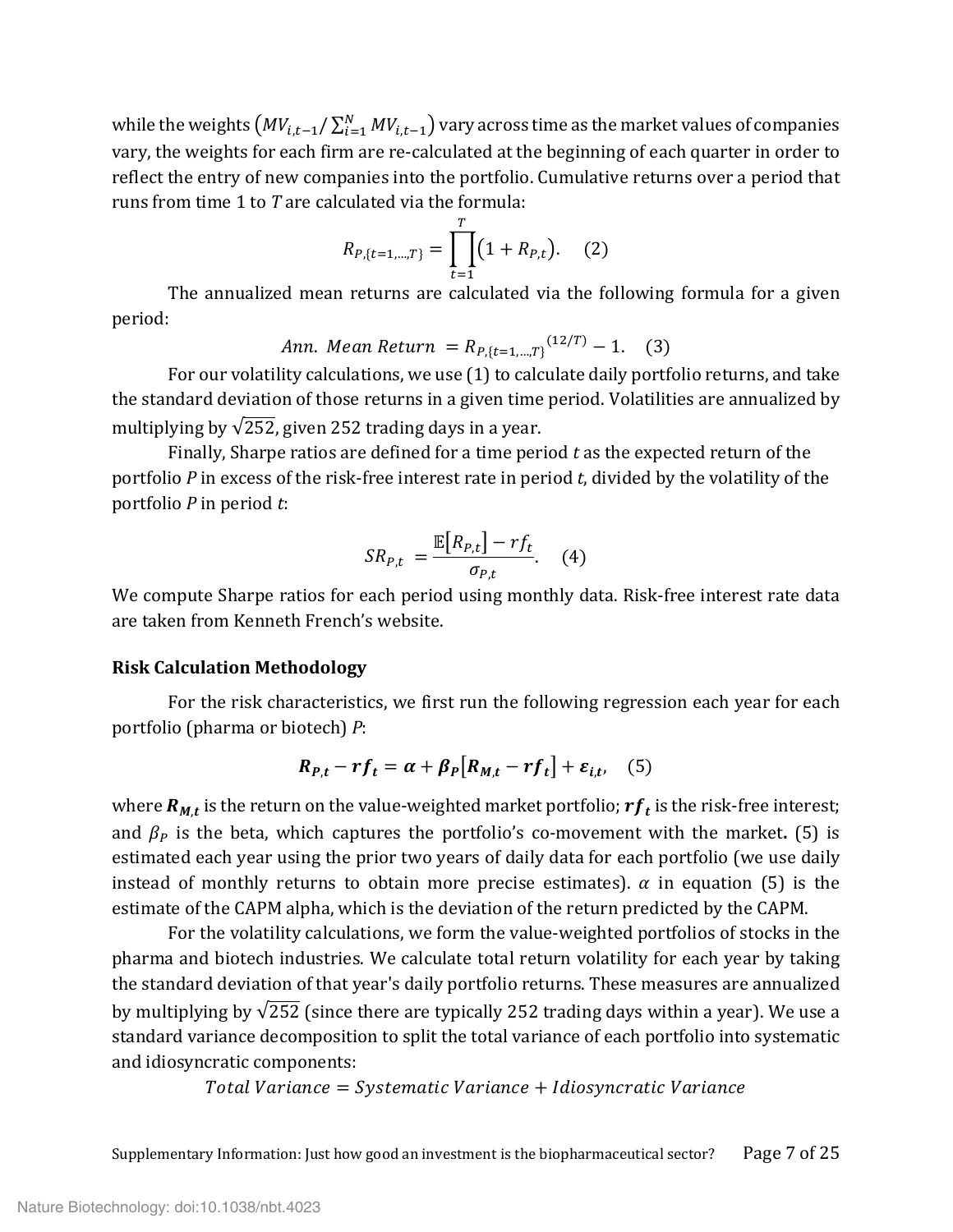while the weights $\left(MV_{i,t-1}/\sum_{i=1}^{N} MV_{i,t-1}\right)$ vary across time as the market values of companies vary, the weights for each firm are re-calculated at the beginning of each quarter in order to reflect the entry of new companies into the portfolio. Cumulative returns over a period that runs from time 1 to $T$ are calculated via the formula:

$$R_{P,\{t=1,\ldots,T\}} = \prod_{t=1}^{T}\left(1 + R_{P,t}\right). \quad (2)$$

The annualized mean returns are calculated via the following formula for a given period:

$$Ann.\ Mean\ Return\ = R_{P,\{t=1,\ldots,T\}}^{\ (12/T)} - 1. \quad (3)$$

For our volatility calculations, we use (1) to calculate daily portfolio returns, and take the standard deviation of those returns in a given time period. Volatilities are annualized by multiplying by $\sqrt{252}$, given 252 trading days in a year.

Finally, Sharpe ratios are defined for a time period $t$ as the expected return of the portfolio $P$ in excess of the risk-free interest rate in period $t$, divided by the volatility of the portfolio $P$ in period $t$:

$$SR_{P,t}\ = \frac{\mathbb{E}\left[R_{P,t}\right] - rf_t}{\sigma_{P,t}}. \quad (4)$$

We compute Sharpe ratios for each period using monthly data. Risk-free interest rate data are taken from Kenneth French's website.

**Risk Calculation Methodology**

For the risk characteristics, we first run the following regression each year for each portfolio (pharma or biotech) $P$:

$$\boldsymbol{R_{P,t} - rf_t = \alpha + \beta_P\left[R_{M,t} - rf_t\right] + \varepsilon_{i,t}}, \quad (5)$$

where $\boldsymbol{R_{M,t}}$ is the return on the value-weighted market portfolio; $\boldsymbol{rf_t}$ is the risk-free interest; and $\beta_P$ is the beta, which captures the portfolio's co-movement with the market**.** (5) is estimated each year using the prior two years of daily data for each portfolio (we use daily instead of monthly returns to obtain more precise estimates). $\alpha$ in equation (5) is the estimate of the CAPM alpha, which is the deviation of the return predicted by the CAPM.

For the volatility calculations, we form the value-weighted portfolios of stocks in the pharma and biotech industries. We calculate total return volatility for each year by taking the standard deviation of that year's daily portfolio returns. These measures are annualized by multiplying by $\sqrt{252}$ (since there are typically 252 trading days within a year). We use a standard variance decomposition to split the total variance of each portfolio into systematic and idiosyncratic components:

$$Total\ Variance = Systematic\ Variance + Idiosyncratic\ Variance$$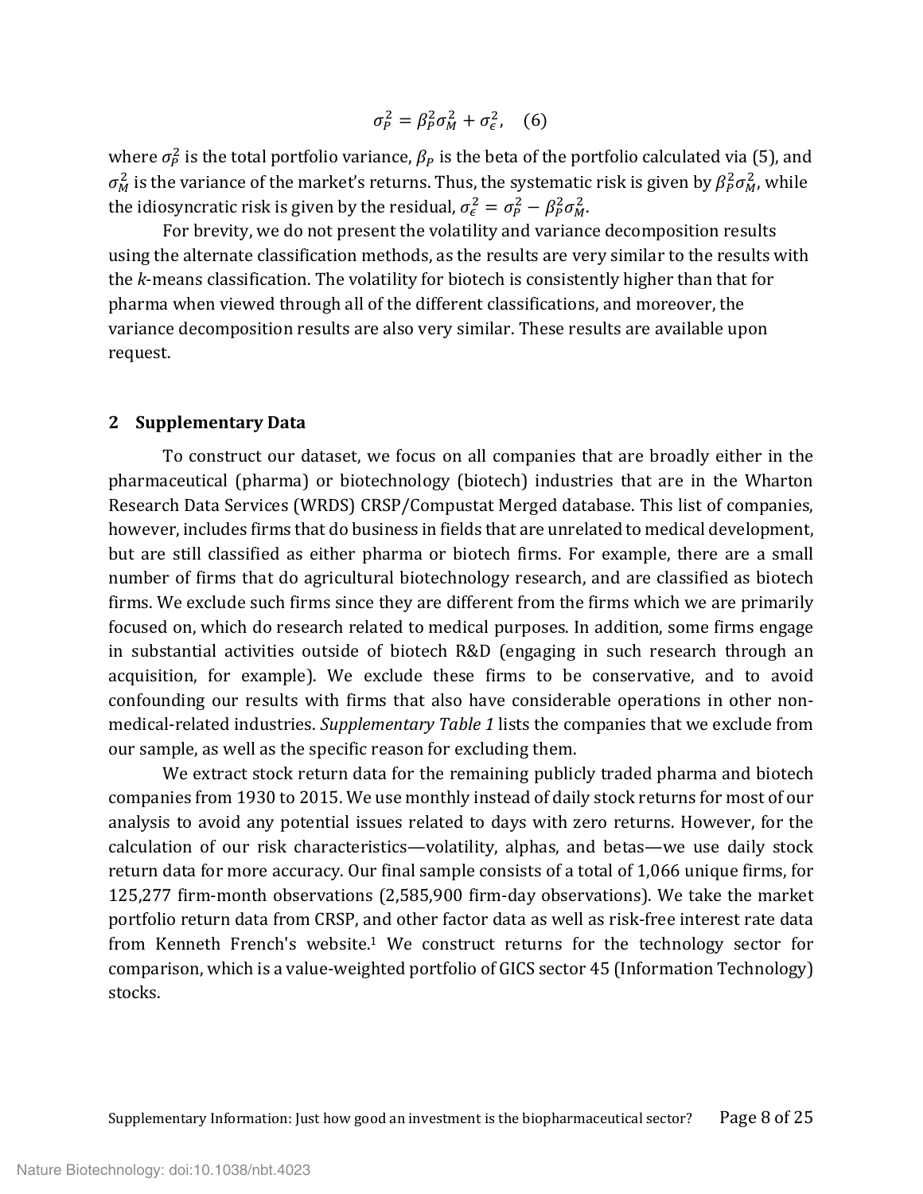$$\sigma_P^2 = \beta_P^2 \sigma_M^2 + \sigma_\epsilon^2, \quad (6)$$

where $\sigma_P^2$ is the total portfolio variance, $\beta_P$ is the beta of the portfolio calculated via (5), and $\sigma_M^2$ is the variance of the market's returns. Thus, the systematic risk is given by $\beta_P^2 \sigma_M^2$, while the idiosyncratic risk is given by the residual, $\sigma_\epsilon^2 = \sigma_P^2 - \beta_P^2 \sigma_M^2$.

For brevity, we do not present the volatility and variance decomposition results using the alternate classification methods, as the results are very similar to the results with the *k*-means classification. The volatility for biotech is consistently higher than that for pharma when viewed through all of the different classifications, and moreover, the variance decomposition results are also very similar. These results are available upon request.

## 2 Supplementary Data

To construct our dataset, we focus on all companies that are broadly either in the pharmaceutical (pharma) or biotechnology (biotech) industries that are in the Wharton Research Data Services (WRDS) CRSP/Compustat Merged database. This list of companies, however, includes firms that do business in fields that are unrelated to medical development, but are still classified as either pharma or biotech firms. For example, there are a small number of firms that do agricultural biotechnology research, and are classified as biotech firms. We exclude such firms since they are different from the firms which we are primarily focused on, which do research related to medical purposes. In addition, some firms engage in substantial activities outside of biotech R&D (engaging in such research through an acquisition, for example). We exclude these firms to be conservative, and to avoid confounding our results with firms that also have considerable operations in other non-medical-related industries. *Supplementary Table 1* lists the companies that we exclude from our sample, as well as the specific reason for excluding them.

We extract stock return data for the remaining publicly traded pharma and biotech companies from 1930 to 2015. We use monthly instead of daily stock returns for most of our analysis to avoid any potential issues related to days with zero returns. However, for the calculation of our risk characteristics—volatility, alphas, and betas—we use daily stock return data for more accuracy. Our final sample consists of a total of 1,066 unique firms, for 125,277 firm-month observations (2,585,900 firm-day observations). We take the market portfolio return data from CRSP, and other factor data as well as risk-free interest rate data from Kenneth French's website.[1] We construct returns for the technology sector for comparison, which is a value-weighted portfolio of GICS sector 45 (Information Technology) stocks.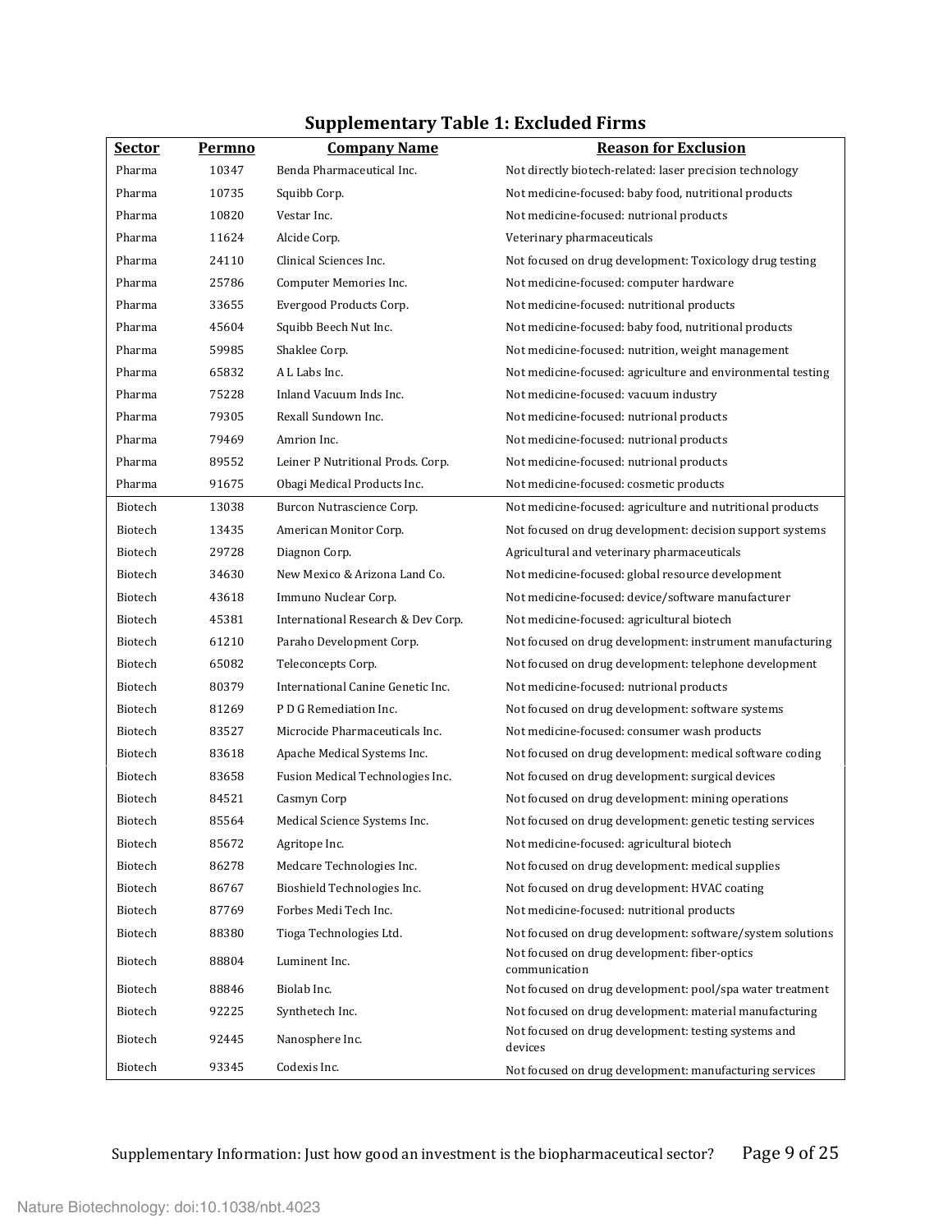## Supplementary Table 1: Excluded Firms

| Sector | Permno | Company Name | Reason for Exclusion |
|---|---|---|---|
| Pharma | 10347 | Benda Pharmaceutical Inc. | Not directly biotech-related: laser precision technology |
| Pharma | 10735 | Squibb Corp. | Not medicine-focused: baby food, nutritional products |
| Pharma | 10820 | Vestar Inc. | Not medicine-focused: nutrional products |
| Pharma | 11624 | Alcide Corp. | Veterinary pharmaceuticals |
| Pharma | 24110 | Clinical Sciences Inc. | Not focused on drug development: Toxicology drug testing |
| Pharma | 25786 | Computer Memories Inc. | Not medicine-focused: computer hardware |
| Pharma | 33655 | Evergood Products Corp. | Not medicine-focused: nutritional products |
| Pharma | 45604 | Squibb Beech Nut Inc. | Not medicine-focused: baby food, nutritional products |
| Pharma | 59985 | Shaklee Corp. | Not medicine-focused: nutrition, weight management |
| Pharma | 65832 | A L Labs Inc. | Not medicine-focused: agriculture and environmental testing |
| Pharma | 75228 | Inland Vacuum Inds Inc. | Not medicine-focused: vacuum industry |
| Pharma | 79305 | Rexall Sundown Inc. | Not medicine-focused: nutrional products |
| Pharma | 79469 | Amrion Inc. | Not medicine-focused: nutrional products |
| Pharma | 89552 | Leiner P Nutritional Prods. Corp. | Not medicine-focused: nutrional products |
| Pharma | 91675 | Obagi Medical Products Inc. | Not medicine-focused: cosmetic products |
| Biotech | 13038 | Burcon Nutrascience Corp. | Not medicine-focused: agriculture and nutritional products |
| Biotech | 13435 | American Monitor Corp. | Not focused on drug development: decision support systems |
| Biotech | 29728 | Diagnon Corp. | Agricultural and veterinary pharmaceuticals |
| Biotech | 34630 | New Mexico & Arizona Land Co. | Not medicine-focused: global resource development |
| Biotech | 43618 | Immuno Nuclear Corp. | Not medicine-focused: device/software manufacturer |
| Biotech | 45381 | International Research & Dev Corp. | Not medicine-focused: agricultural biotech |
| Biotech | 61210 | Paraho Development Corp. | Not focused on drug development: instrument manufacturing |
| Biotech | 65082 | Teleconcepts Corp. | Not focused on drug development: telephone development |
| Biotech | 80379 | International Canine Genetic Inc. | Not medicine-focused: nutrional products |
| Biotech | 81269 | P D G Remediation Inc. | Not focused on drug development: software systems |
| Biotech | 83527 | Microcide Pharmaceuticals Inc. | Not medicine-focused: consumer wash products |
| Biotech | 83618 | Apache Medical Systems Inc. | Not focused on drug development: medical software coding |
| Biotech | 83658 | Fusion Medical Technologies Inc. | Not focused on drug development: surgical devices |
| Biotech | 84521 | Casmyn Corp | Not focused on drug development: mining operations |
| Biotech | 85564 | Medical Science Systems Inc. | Not focused on drug development: genetic testing services |
| Biotech | 85672 | Agritope Inc. | Not medicine-focused: agricultural biotech |
| Biotech | 86278 | Medcare Technologies Inc. | Not focused on drug development: medical supplies |
| Biotech | 86767 | Bioshield Technologies Inc. | Not focused on drug development: HVAC coating |
| Biotech | 87769 | Forbes Medi Tech Inc. | Not medicine-focused: nutritional products |
| Biotech | 88380 | Tioga Technologies Ltd. | Not focused on drug development: software/system solutions |
| Biotech | 88804 | Luminent Inc. | Not focused on drug development: fiber-optics communication |
| Biotech | 88846 | Biolab Inc. | Not focused on drug development: pool/spa water treatment |
| Biotech | 92225 | Synthetech Inc. | Not focused on drug development: material manufacturing |
| Biotech | 92445 | Nanosphere Inc. | Not focused on drug development: testing systems and devices |
| Biotech | 93345 | Codexis Inc. | Not focused on drug development: manufacturing services |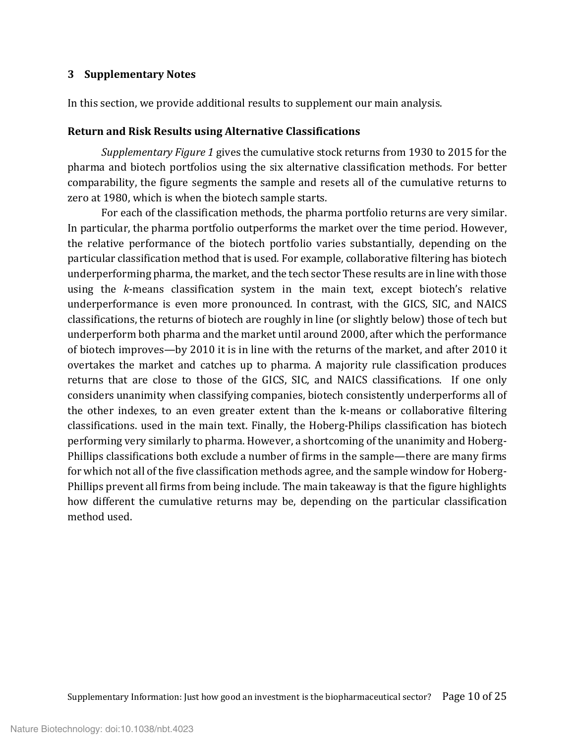## 3 Supplementary Notes

In this section, we provide additional results to supplement our main analysis.

### Return and Risk Results using Alternative Classifications

*Supplementary Figure 1* gives the cumulative stock returns from 1930 to 2015 for the pharma and biotech portfolios using the six alternative classification methods. For better comparability, the figure segments the sample and resets all of the cumulative returns to zero at 1980, which is when the biotech sample starts.

For each of the classification methods, the pharma portfolio returns are very similar. In particular, the pharma portfolio outperforms the market over the time period. However, the relative performance of the biotech portfolio varies substantially, depending on the particular classification method that is used. For example, collaborative filtering has biotech underperforming pharma, the market, and the tech sector These results are in line with those using the *k*-means classification system in the main text, except biotech's relative underperformance is even more pronounced. In contrast, with the GICS, SIC, and NAICS classifications, the returns of biotech are roughly in line (or slightly below) those of tech but underperform both pharma and the market until around 2000, after which the performance of biotech improves—by 2010 it is in line with the returns of the market, and after 2010 it overtakes the market and catches up to pharma. A majority rule classification produces returns that are close to those of the GICS, SIC, and NAICS classifications. If one only considers unanimity when classifying companies, biotech consistently underperforms all of the other indexes, to an even greater extent than the k-means or collaborative filtering classifications. used in the main text. Finally, the Hoberg-Philips classification has biotech performing very similarly to pharma. However, a shortcoming of the unanimity and Hoberg-Phillips classifications both exclude a number of firms in the sample—there are many firms for which not all of the five classification methods agree, and the sample window for Hoberg-Phillips prevent all firms from being include. The main takeaway is that the figure highlights how different the cumulative returns may be, depending on the particular classification method used.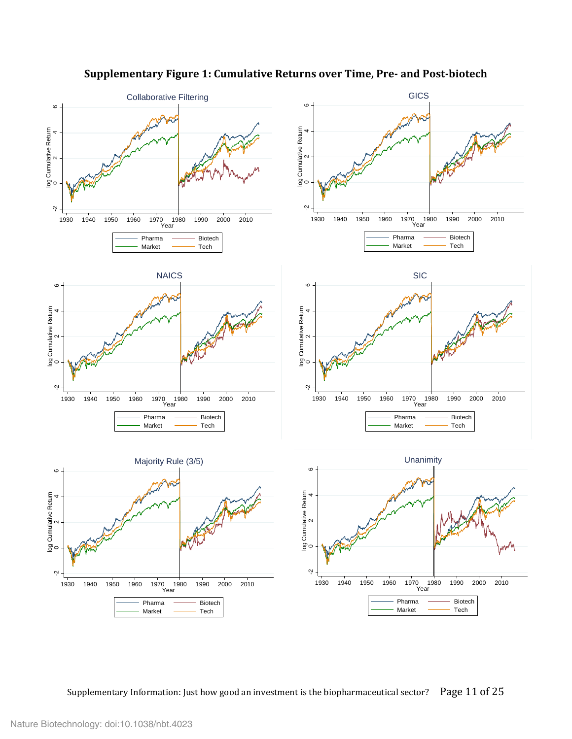# Supplementary Figure 1: Cumulative Returns over Time, Pre- and Post-biotech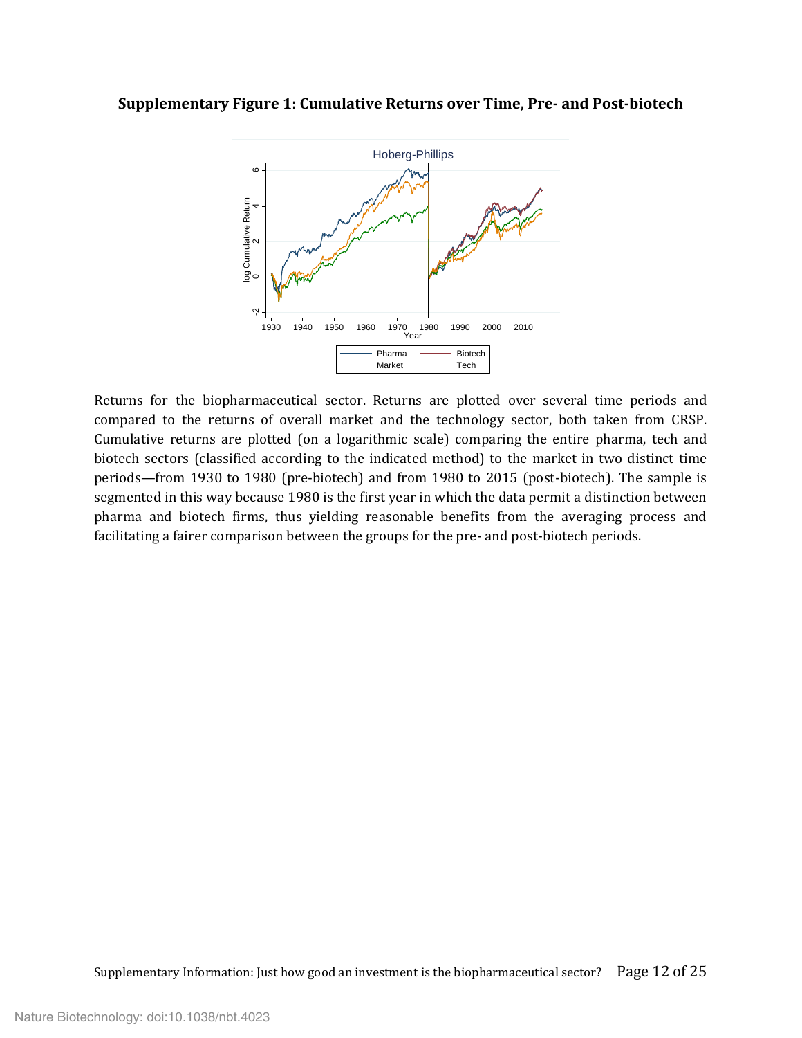**Supplementary Figure 1: Cumulative Returns over Time, Pre- and Post-biotech**

Returns for the biopharmaceutical sector. Returns are plotted over several time periods and compared to the returns of overall market and the technology sector, both taken from CRSP. Cumulative returns are plotted (on a logarithmic scale) comparing the entire pharma, tech and biotech sectors (classified according to the indicated method) to the market in two distinct time periods—from 1930 to 1980 (pre-biotech) and from 1980 to 2015 (post-biotech). The sample is segmented in this way because 1980 is the first year in which the data permit a distinction between pharma and biotech firms, thus yielding reasonable benefits from the averaging process and facilitating a fairer comparison between the groups for the pre- and post-biotech periods.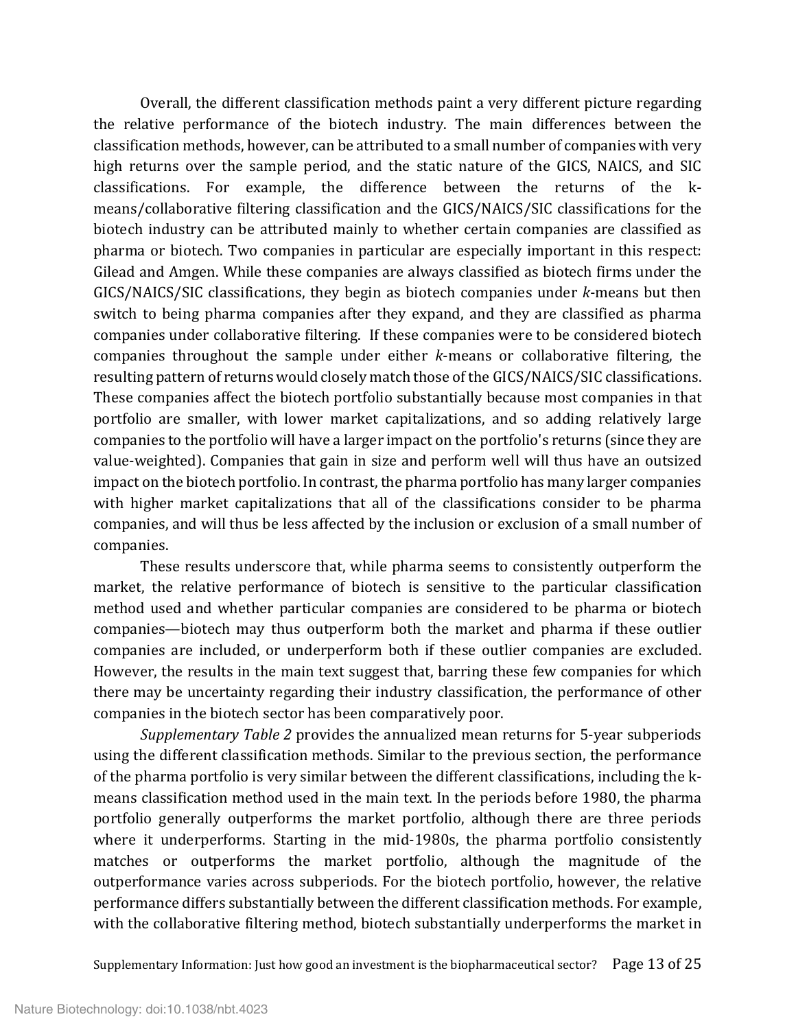Overall, the different classification methods paint a very different picture regarding the relative performance of the biotech industry. The main differences between the classification methods, however, can be attributed to a small number of companies with very high returns over the sample period, and the static nature of the GICS, NAICS, and SIC classifications. For example, the difference between the returns of the k-means/collaborative filtering classification and the GICS/NAICS/SIC classifications for the biotech industry can be attributed mainly to whether certain companies are classified as pharma or biotech. Two companies in particular are especially important in this respect: Gilead and Amgen. While these companies are always classified as biotech firms under the GICS/NAICS/SIC classifications, they begin as biotech companies under *k*-means but then switch to being pharma companies after they expand, and they are classified as pharma companies under collaborative filtering. If these companies were to be considered biotech companies throughout the sample under either *k*-means or collaborative filtering, the resulting pattern of returns would closely match those of the GICS/NAICS/SIC classifications. These companies affect the biotech portfolio substantially because most companies in that portfolio are smaller, with lower market capitalizations, and so adding relatively large companies to the portfolio will have a larger impact on the portfolio's returns (since they are value-weighted). Companies that gain in size and perform well will thus have an outsized impact on the biotech portfolio. In contrast, the pharma portfolio has many larger companies with higher market capitalizations that all of the classifications consider to be pharma companies, and will thus be less affected by the inclusion or exclusion of a small number of companies.

These results underscore that, while pharma seems to consistently outperform the market, the relative performance of biotech is sensitive to the particular classification method used and whether particular companies are considered to be pharma or biotech companies—biotech may thus outperform both the market and pharma if these outlier companies are included, or underperform both if these outlier companies are excluded. However, the results in the main text suggest that, barring these few companies for which there may be uncertainty regarding their industry classification, the performance of other companies in the biotech sector has been comparatively poor.

*Supplementary Table 2* provides the annualized mean returns for 5-year subperiods using the different classification methods. Similar to the previous section, the performance of the pharma portfolio is very similar between the different classifications, including the k-means classification method used in the main text. In the periods before 1980, the pharma portfolio generally outperforms the market portfolio, although there are three periods where it underperforms. Starting in the mid-1980s, the pharma portfolio consistently matches or outperforms the market portfolio, although the magnitude of the outperformance varies across subperiods. For the biotech portfolio, however, the relative performance differs substantially between the different classification methods. For example, with the collaborative filtering method, biotech substantially underperforms the market in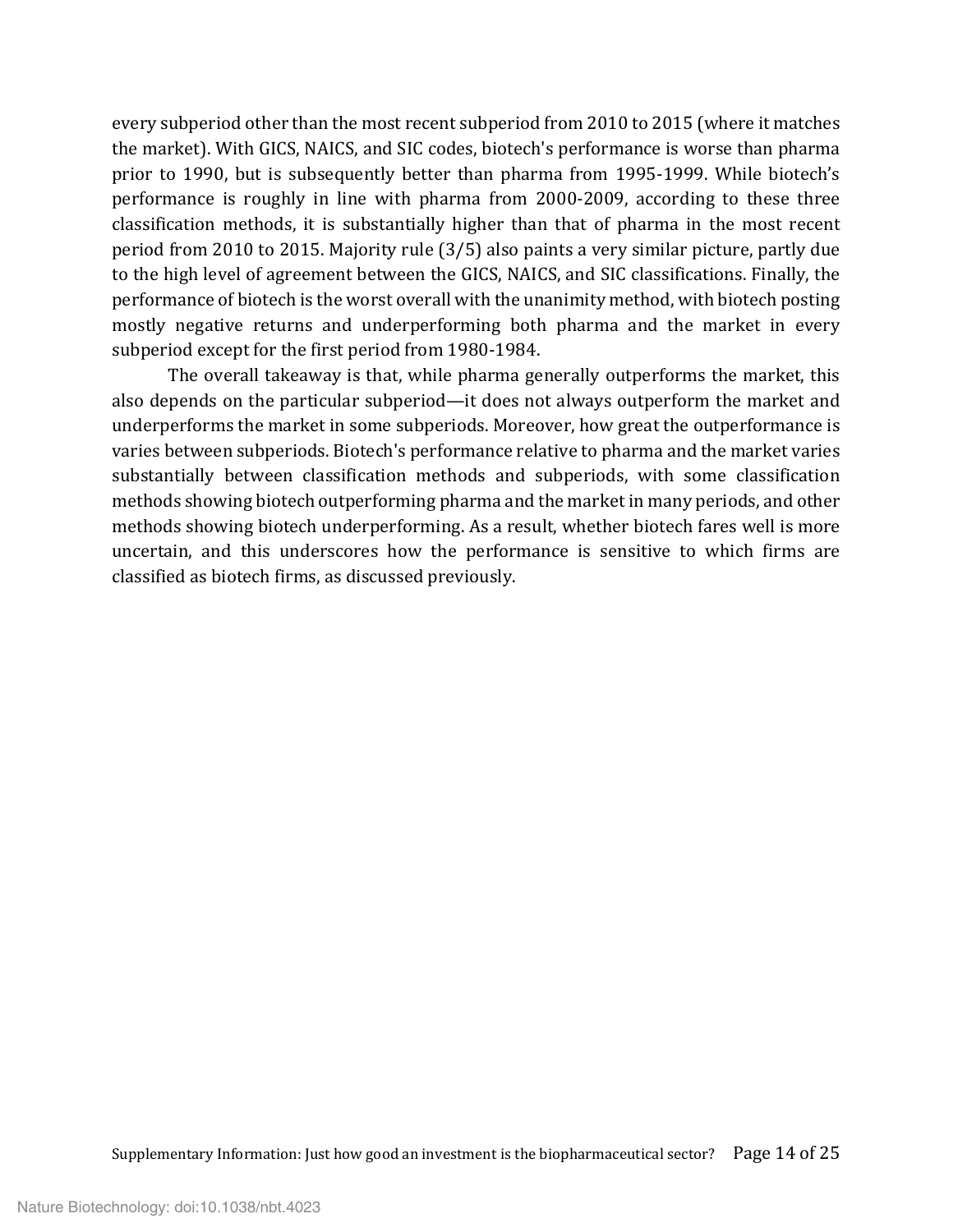every subperiod other than the most recent subperiod from 2010 to 2015 (where it matches the market). With GICS, NAICS, and SIC codes, biotech's performance is worse than pharma prior to 1990, but is subsequently better than pharma from 1995-1999. While biotech's performance is roughly in line with pharma from 2000-2009, according to these three classification methods, it is substantially higher than that of pharma in the most recent period from 2010 to 2015. Majority rule (3/5) also paints a very similar picture, partly due to the high level of agreement between the GICS, NAICS, and SIC classifications. Finally, the performance of biotech is the worst overall with the unanimity method, with biotech posting mostly negative returns and underperforming both pharma and the market in every subperiod except for the first period from 1980-1984.

The overall takeaway is that, while pharma generally outperforms the market, this also depends on the particular subperiod—it does not always outperform the market and underperforms the market in some subperiods. Moreover, how great the outperformance is varies between subperiods. Biotech's performance relative to pharma and the market varies substantially between classification methods and subperiods, with some classification methods showing biotech outperforming pharma and the market in many periods, and other methods showing biotech underperforming. As a result, whether biotech fares well is more uncertain, and this underscores how the performance is sensitive to which firms are classified as biotech firms, as discussed previously.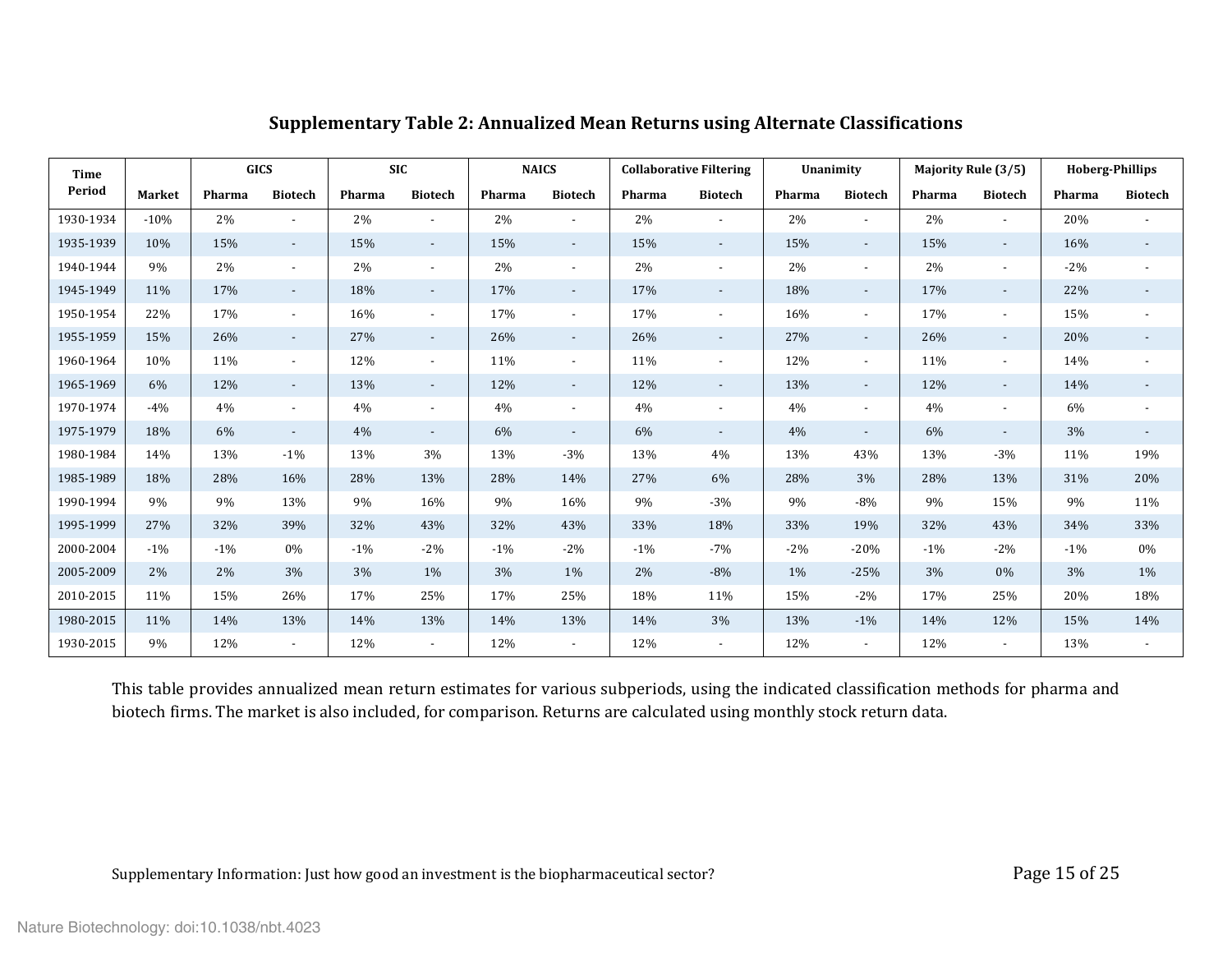## Supplementary Table 2: Annualized Mean Returns using Alternate Classifications

| Time Period | Market | GICS | | SIC | | NAICS | | Collaborative Filtering | | Unanimity | | Majority Rule (3/5) | | Hoberg-Phillips | |
|---|---|---|---|---|---|---|---|---|---|---|---|---|---|---|---|
| | | Pharma | Biotech | Pharma | Biotech | Pharma | Biotech | Pharma | Biotech | Pharma | Biotech | Pharma | Biotech | Pharma | Biotech |
| 1930-1934 | -10% | 2% | - | 2% | - | 2% | - | 2% | - | 2% | - | 2% | - | 20% | - |
| 1935-1939 | 10% | 15% | - | 15% | - | 15% | - | 15% | - | 15% | - | 15% | - | 16% | - |
| 1940-1944 | 9% | 2% | - | 2% | - | 2% | - | 2% | - | 2% | - | 2% | - | -2% | - |
| 1945-1949 | 11% | 17% | - | 18% | - | 17% | - | 17% | - | 18% | - | 17% | - | 22% | - |
| 1950-1954 | 22% | 17% | - | 16% | - | 17% | - | 17% | - | 16% | - | 17% | - | 15% | - |
| 1955-1959 | 15% | 26% | - | 27% | - | 26% | - | 26% | - | 27% | - | 26% | - | 20% | - |
| 1960-1964 | 10% | 11% | - | 12% | - | 11% | - | 11% | - | 12% | - | 11% | - | 14% | - |
| 1965-1969 | 6% | 12% | - | 13% | - | 12% | - | 12% | - | 13% | - | 12% | - | 14% | - |
| 1970-1974 | -4% | 4% | - | 4% | - | 4% | - | 4% | - | 4% | - | 4% | - | 6% | - |
| 1975-1979 | 18% | 6% | - | 4% | - | 6% | - | 6% | - | 4% | - | 6% | - | 3% | - |
| 1980-1984 | 14% | 13% | -1% | 13% | 3% | 13% | -3% | 13% | 4% | 13% | 43% | 13% | -3% | 11% | 19% |
| 1985-1989 | 18% | 28% | 16% | 28% | 13% | 28% | 14% | 27% | 6% | 28% | 3% | 28% | 13% | 31% | 20% |
| 1990-1994 | 9% | 9% | 13% | 9% | 16% | 9% | 16% | 9% | -3% | 9% | -8% | 9% | 15% | 9% | 11% |
| 1995-1999 | 27% | 32% | 39% | 32% | 43% | 32% | 43% | 33% | 18% | 33% | 19% | 32% | 43% | 34% | 33% |
| 2000-2004 | -1% | -1% | 0% | -1% | -2% | -1% | -2% | -1% | -7% | -2% | -20% | -1% | -2% | -1% | 0% |
| 2005-2009 | 2% | 2% | 3% | 3% | 1% | 3% | 1% | 2% | -8% | 1% | -25% | 3% | 0% | 3% | 1% |
| 2010-2015 | 11% | 15% | 26% | 17% | 25% | 17% | 25% | 18% | 11% | 15% | -2% | 17% | 25% | 20% | 18% |
| 1980-2015 | 11% | 14% | 13% | 14% | 13% | 14% | 13% | 14% | 3% | 13% | -1% | 14% | 12% | 15% | 14% |
| 1930-2015 | 9% | 12% | - | 12% | - | 12% | - | 12% | - | 12% | - | 12% | - | 13% | - |

This table provides annualized mean return estimates for various subperiods, using the indicated classification methods for pharma and biotech firms. The market is also included, for comparison. Returns are calculated using monthly stock return data.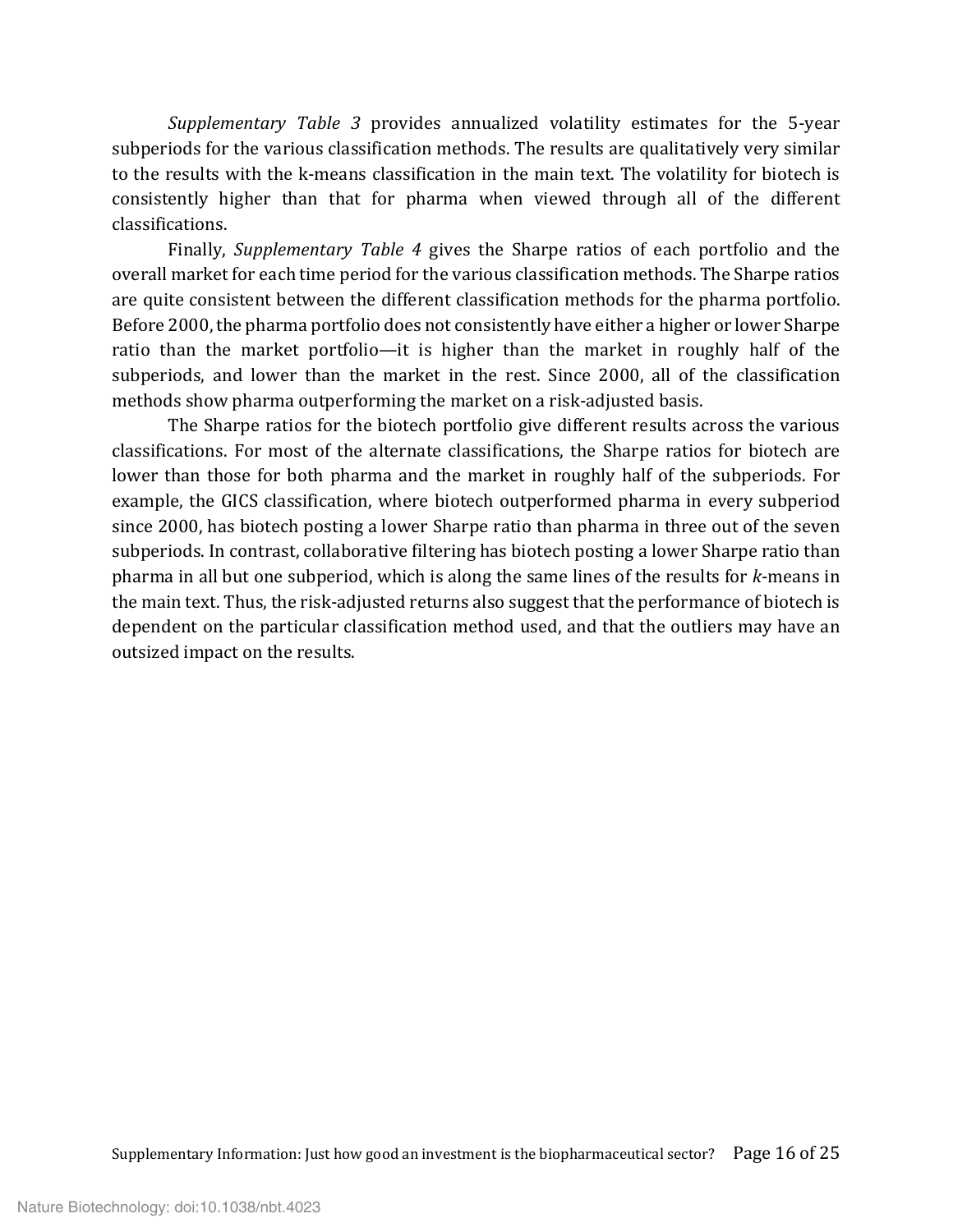*Supplementary Table 3* provides annualized volatility estimates for the 5-year subperiods for the various classification methods. The results are qualitatively very similar to the results with the k-means classification in the main text. The volatility for biotech is consistently higher than that for pharma when viewed through all of the different classifications.

Finally, *Supplementary Table 4* gives the Sharpe ratios of each portfolio and the overall market for each time period for the various classification methods. The Sharpe ratios are quite consistent between the different classification methods for the pharma portfolio. Before 2000, the pharma portfolio does not consistently have either a higher or lower Sharpe ratio than the market portfolio—it is higher than the market in roughly half of the subperiods, and lower than the market in the rest. Since 2000, all of the classification methods show pharma outperforming the market on a risk-adjusted basis.

The Sharpe ratios for the biotech portfolio give different results across the various classifications. For most of the alternate classifications, the Sharpe ratios for biotech are lower than those for both pharma and the market in roughly half of the subperiods. For example, the GICS classification, where biotech outperformed pharma in every subperiod since 2000, has biotech posting a lower Sharpe ratio than pharma in three out of the seven subperiods. In contrast, collaborative filtering has biotech posting a lower Sharpe ratio than pharma in all but one subperiod, which is along the same lines of the results for *k*-means in the main text. Thus, the risk-adjusted returns also suggest that the performance of biotech is dependent on the particular classification method used, and that the outliers may have an outsized impact on the results.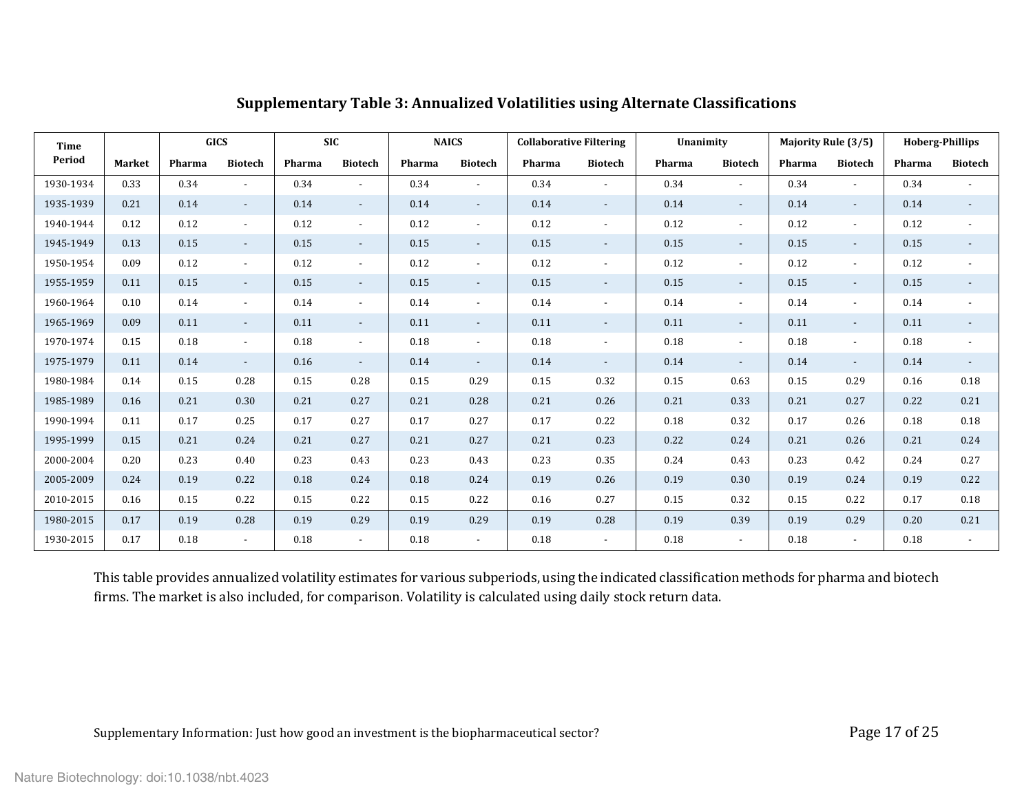**Supplementary Table 3: Annualized Volatilities using Alternate Classifications**

| Time Period | | GICS | | SIC | | NAICS | | Collaborative Filtering | | Unanimity | | Majority Rule (3/5) | | Hoberg-Phillips | |
|---|---|---|---|---|---|---|---|---|---|---|---|---|---|---|---|
| | Market | Pharma | Biotech | Pharma | Biotech | Pharma | Biotech | Pharma | Biotech | Pharma | Biotech | Pharma | Biotech | Pharma | Biotech |
| 1930-1934 | 0.33 | 0.34 | - | 0.34 | - | 0.34 | - | 0.34 | - | 0.34 | - | 0.34 | - | 0.34 | - |
| 1935-1939 | 0.21 | 0.14 | - | 0.14 | - | 0.14 | - | 0.14 | - | 0.14 | - | 0.14 | - | 0.14 | - |
| 1940-1944 | 0.12 | 0.12 | - | 0.12 | - | 0.12 | - | 0.12 | - | 0.12 | - | 0.12 | - | 0.12 | - |
| 1945-1949 | 0.13 | 0.15 | - | 0.15 | - | 0.15 | - | 0.15 | - | 0.15 | - | 0.15 | - | 0.15 | - |
| 1950-1954 | 0.09 | 0.12 | - | 0.12 | - | 0.12 | - | 0.12 | - | 0.12 | - | 0.12 | - | 0.12 | - |
| 1955-1959 | 0.11 | 0.15 | - | 0.15 | - | 0.15 | - | 0.15 | - | 0.15 | - | 0.15 | - | 0.15 | - |
| 1960-1964 | 0.10 | 0.14 | - | 0.14 | - | 0.14 | - | 0.14 | - | 0.14 | - | 0.14 | - | 0.14 | - |
| 1965-1969 | 0.09 | 0.11 | - | 0.11 | - | 0.11 | - | 0.11 | - | 0.11 | - | 0.11 | - | 0.11 | - |
| 1970-1974 | 0.15 | 0.18 | - | 0.18 | - | 0.18 | - | 0.18 | - | 0.18 | - | 0.18 | - | 0.18 | - |
| 1975-1979 | 0.11 | 0.14 | - | 0.16 | - | 0.14 | - | 0.14 | - | 0.14 | - | 0.14 | - | 0.14 | - |
| 1980-1984 | 0.14 | 0.15 | 0.28 | 0.15 | 0.28 | 0.15 | 0.29 | 0.15 | 0.32 | 0.15 | 0.63 | 0.15 | 0.29 | 0.16 | 0.18 |
| 1985-1989 | 0.16 | 0.21 | 0.30 | 0.21 | 0.27 | 0.21 | 0.28 | 0.21 | 0.26 | 0.21 | 0.33 | 0.21 | 0.27 | 0.22 | 0.21 |
| 1990-1994 | 0.11 | 0.17 | 0.25 | 0.17 | 0.27 | 0.17 | 0.27 | 0.17 | 0.22 | 0.18 | 0.32 | 0.17 | 0.26 | 0.18 | 0.18 |
| 1995-1999 | 0.15 | 0.21 | 0.24 | 0.21 | 0.27 | 0.21 | 0.27 | 0.21 | 0.23 | 0.22 | 0.24 | 0.21 | 0.26 | 0.21 | 0.24 |
| 2000-2004 | 0.20 | 0.23 | 0.40 | 0.23 | 0.43 | 0.23 | 0.43 | 0.23 | 0.35 | 0.24 | 0.43 | 0.23 | 0.42 | 0.24 | 0.27 |
| 2005-2009 | 0.24 | 0.19 | 0.22 | 0.18 | 0.24 | 0.18 | 0.24 | 0.19 | 0.26 | 0.19 | 0.30 | 0.19 | 0.24 | 0.19 | 0.22 |
| 2010-2015 | 0.16 | 0.15 | 0.22 | 0.15 | 0.22 | 0.15 | 0.22 | 0.16 | 0.27 | 0.15 | 0.32 | 0.15 | 0.22 | 0.17 | 0.18 |
| 1980-2015 | 0.17 | 0.19 | 0.28 | 0.19 | 0.29 | 0.19 | 0.29 | 0.19 | 0.28 | 0.19 | 0.39 | 0.19 | 0.29 | 0.20 | 0.21 |
| 1930-2015 | 0.17 | 0.18 | - | 0.18 | - | 0.18 | - | 0.18 | - | 0.18 | - | 0.18 | - | 0.18 | - |

This table provides annualized volatility estimates for various subperiods, using the indicated classification methods for pharma and biotech firms. The market is also included, for comparison. Volatility is calculated using daily stock return data.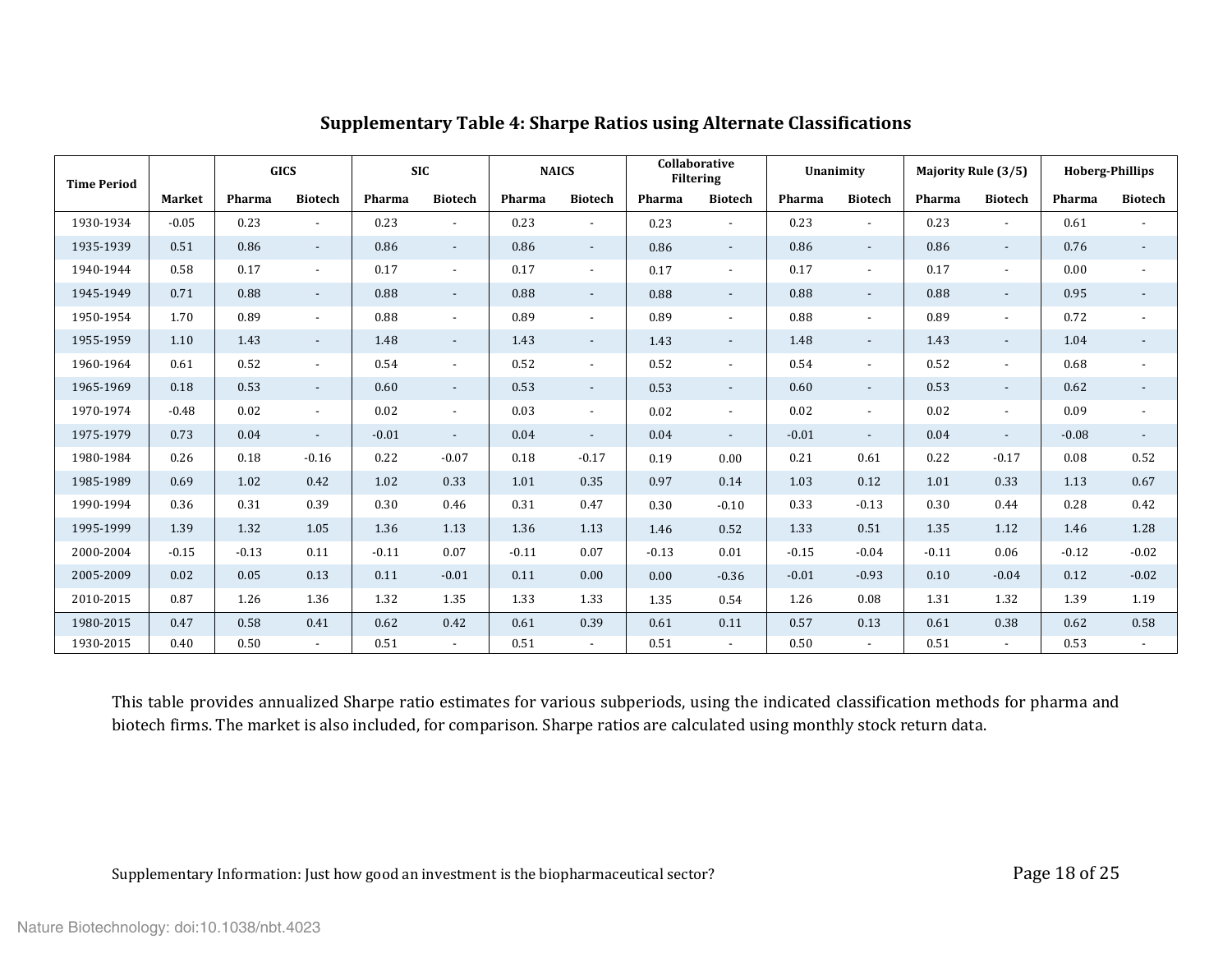## Supplementary Table 4: Sharpe Ratios using Alternate Classifications

| Time Period | | GICS | | SIC | | NAICS | | Collaborative Filtering | | Unanimity | | Majority Rule (3/5) | | Hoberg-Phillips | |
|---|---|---|---|---|---|---|---|---|---|---|---|---|---|---|---|
| | Market | Pharma | Biotech | Pharma | Biotech | Pharma | Biotech | Pharma | Biotech | Pharma | Biotech | Pharma | Biotech | Pharma | Biotech |
| 1930-1934 | -0.05 | 0.23 | - | 0.23 | - | 0.23 | - | 0.23 | - | 0.23 | - | 0.23 | - | 0.61 | - |
| 1935-1939 | 0.51 | 0.86 | - | 0.86 | - | 0.86 | - | 0.86 | - | 0.86 | - | 0.86 | - | 0.76 | - |
| 1940-1944 | 0.58 | 0.17 | - | 0.17 | - | 0.17 | - | 0.17 | - | 0.17 | - | 0.17 | - | 0.00 | - |
| 1945-1949 | 0.71 | 0.88 | - | 0.88 | - | 0.88 | - | 0.88 | - | 0.88 | - | 0.88 | - | 0.95 | - |
| 1950-1954 | 1.70 | 0.89 | - | 0.88 | - | 0.89 | - | 0.89 | - | 0.88 | - | 0.89 | - | 0.72 | - |
| 1955-1959 | 1.10 | 1.43 | - | 1.48 | - | 1.43 | - | 1.43 | - | 1.48 | - | 1.43 | - | 1.04 | - |
| 1960-1964 | 0.61 | 0.52 | - | 0.54 | - | 0.52 | - | 0.52 | - | 0.54 | - | 0.52 | - | 0.68 | - |
| 1965-1969 | 0.18 | 0.53 | - | 0.60 | - | 0.53 | - | 0.53 | - | 0.60 | - | 0.53 | - | 0.62 | - |
| 1970-1974 | -0.48 | 0.02 | - | 0.02 | - | 0.03 | - | 0.02 | - | 0.02 | - | 0.02 | - | 0.09 | - |
| 1975-1979 | 0.73 | 0.04 | - | -0.01 | - | 0.04 | - | 0.04 | - | -0.01 | - | 0.04 | - | -0.08 | - |
| 1980-1984 | 0.26 | 0.18 | -0.16 | 0.22 | -0.07 | 0.18 | -0.17 | 0.19 | 0.00 | 0.21 | 0.61 | 0.22 | -0.17 | 0.08 | 0.52 |
| 1985-1989 | 0.69 | 1.02 | 0.42 | 1.02 | 0.33 | 1.01 | 0.35 | 0.97 | 0.14 | 1.03 | 0.12 | 1.01 | 0.33 | 1.13 | 0.67 |
| 1990-1994 | 0.36 | 0.31 | 0.39 | 0.30 | 0.46 | 0.31 | 0.47 | 0.30 | -0.10 | 0.33 | -0.13 | 0.30 | 0.44 | 0.28 | 0.42 |
| 1995-1999 | 1.39 | 1.32 | 1.05 | 1.36 | 1.13 | 1.36 | 1.13 | 1.46 | 0.52 | 1.33 | 0.51 | 1.35 | 1.12 | 1.46 | 1.28 |
| 2000-2004 | -0.15 | -0.13 | 0.11 | -0.11 | 0.07 | -0.11 | 0.07 | -0.13 | 0.01 | -0.15 | -0.04 | -0.11 | 0.06 | -0.12 | -0.02 |
| 2005-2009 | 0.02 | 0.05 | 0.13 | 0.11 | -0.01 | 0.11 | 0.00 | 0.00 | -0.36 | -0.01 | -0.93 | 0.10 | -0.04 | 0.12 | -0.02 |
| 2010-2015 | 0.87 | 1.26 | 1.36 | 1.32 | 1.35 | 1.33 | 1.33 | 1.35 | 0.54 | 1.26 | 0.08 | 1.31 | 1.32 | 1.39 | 1.19 |
| 1980-2015 | 0.47 | 0.58 | 0.41 | 0.62 | 0.42 | 0.61 | 0.39 | 0.61 | 0.11 | 0.57 | 0.13 | 0.61 | 0.38 | 0.62 | 0.58 |
| 1930-2015 | 0.40 | 0.50 | - | 0.51 | - | 0.51 | - | 0.51 | - | 0.50 | - | 0.51 | - | 0.53 | - |

This table provides annualized Sharpe ratio estimates for various subperiods, using the indicated classification methods for pharma and biotech firms. The market is also included, for comparison. Sharpe ratios are calculated using monthly stock return data.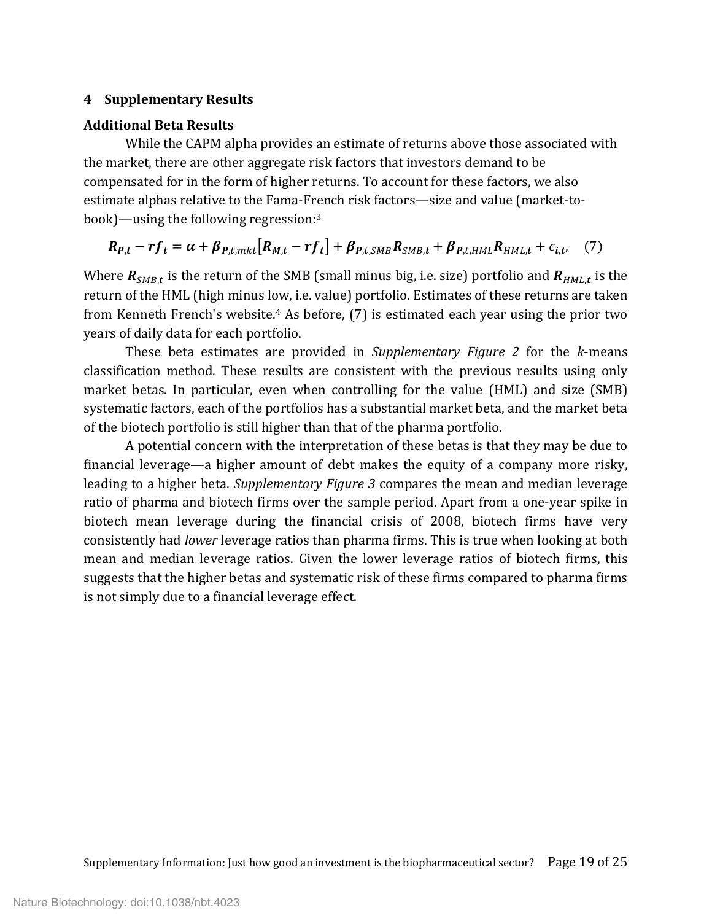## 4 Supplementary Results

### Additional Beta Results

While the CAPM alpha provides an estimate of returns above those associated with the market, there are other aggregate risk factors that investors demand to be compensated for in the form of higher returns. To account for these factors, we also estimate alphas relative to the Fama-French risk factors—size and value (market-to-book)—using the following regression:[3]

$$\boldsymbol{R_{P,t}} - \boldsymbol{rf_t} = \boldsymbol{\alpha} + \boldsymbol{\beta_{P,t,mkt}}\left[\boldsymbol{R_{M,t}} - \boldsymbol{rf_t}\right] + \boldsymbol{\beta_{P,t,SMB}}\boldsymbol{R_{SMB,t}} + \boldsymbol{\beta_{P,t,HML}}\boldsymbol{R_{HML,t}} + \epsilon_{\boldsymbol{i,t}}, \quad (7)$$

Where $\boldsymbol{R_{SMB,t}}$ is the return of the SMB (small minus big, i.e. size) portfolio and $\boldsymbol{R_{HML,t}}$ is the return of the HML (high minus low, i.e. value) portfolio. Estimates of these returns are taken from Kenneth French's website.[4] As before, (7) is estimated each year using the prior two years of daily data for each portfolio.

These beta estimates are provided in *Supplementary Figure 2* for the *k*-means classification method. These results are consistent with the previous results using only market betas. In particular, even when controlling for the value (HML) and size (SMB) systematic factors, each of the portfolios has a substantial market beta, and the market beta of the biotech portfolio is still higher than that of the pharma portfolio.

A potential concern with the interpretation of these betas is that they may be due to financial leverage—a higher amount of debt makes the equity of a company more risky, leading to a higher beta. *Supplementary Figure 3* compares the mean and median leverage ratio of pharma and biotech firms over the sample period. Apart from a one-year spike in biotech mean leverage during the financial crisis of 2008, biotech firms have very consistently had *lower* leverage ratios than pharma firms. This is true when looking at both mean and median leverage ratios. Given the lower leverage ratios of biotech firms, this suggests that the higher betas and systematic risk of these firms compared to pharma firms is not simply due to a financial leverage effect.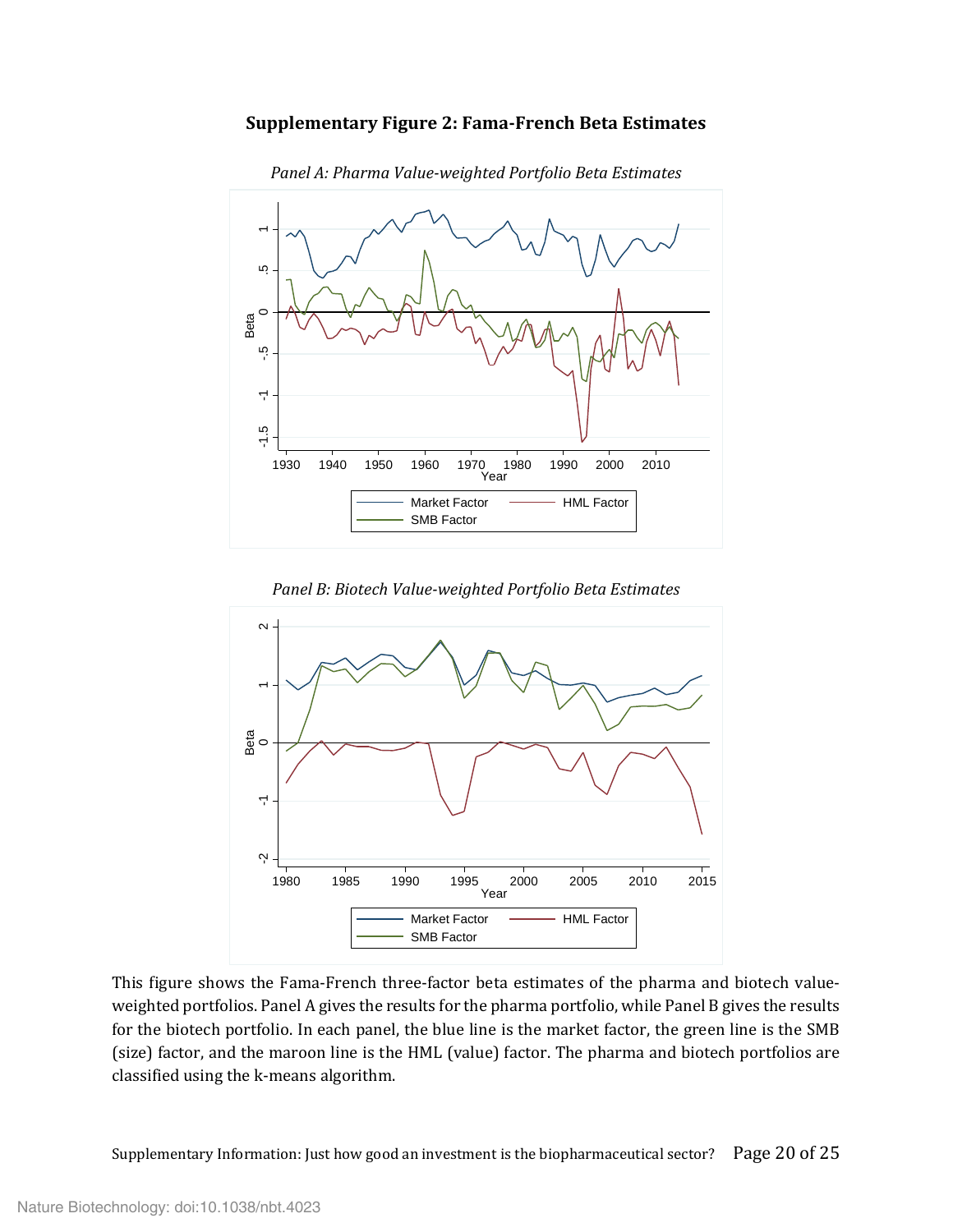## Supplementary Figure 2: Fama-French Beta Estimates

*Panel A: Pharma Value-weighted Portfolio Beta Estimates*

*Panel B: Biotech Value-weighted Portfolio Beta Estimates*

This figure shows the Fama-French three-factor beta estimates of the pharma and biotech value-weighted portfolios. Panel A gives the results for the pharma portfolio, while Panel B gives the results for the biotech portfolio. In each panel, the blue line is the market factor, the green line is the SMB (size) factor, and the maroon line is the HML (value) factor. The pharma and biotech portfolios are classified using the k-means algorithm.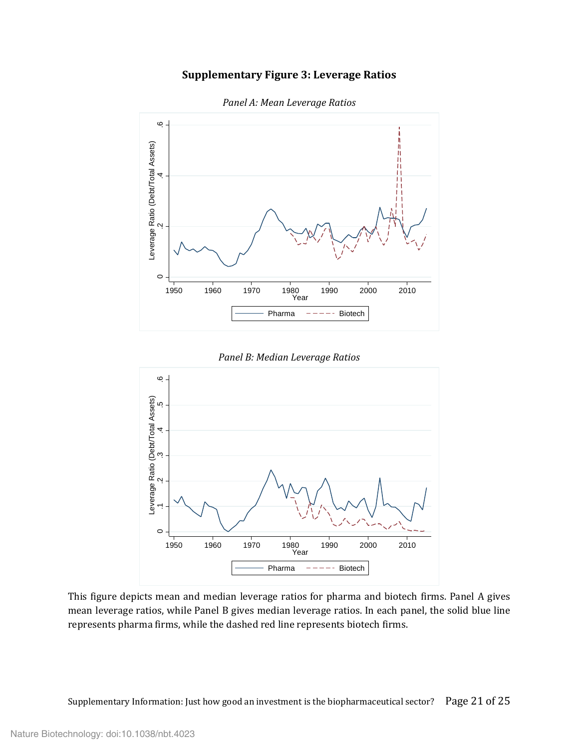**Supplementary Figure 3: Leverage Ratios**

*Panel A: Mean Leverage Ratios*

*Panel B: Median Leverage Ratios*

This figure depicts mean and median leverage ratios for pharma and biotech firms. Panel A gives mean leverage ratios, while Panel B gives median leverage ratios. In each panel, the solid blue line represents pharma firms, while the dashed red line represents biotech firms.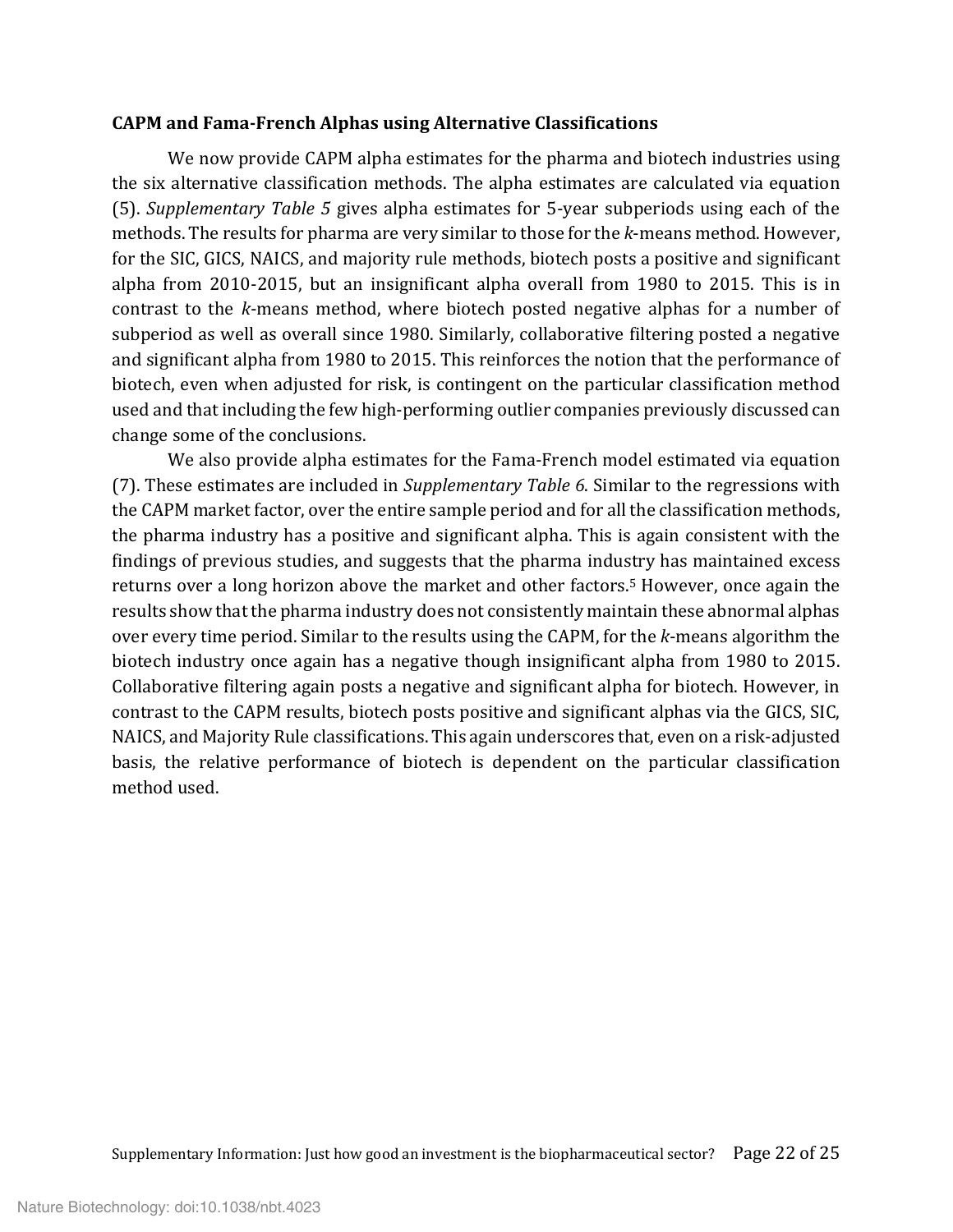**CAPM and Fama-French Alphas using Alternative Classifications**

We now provide CAPM alpha estimates for the pharma and biotech industries using the six alternative classification methods. The alpha estimates are calculated via equation (5). *Supplementary Table 5* gives alpha estimates for 5-year subperiods using each of the methods. The results for pharma are very similar to those for the *k*-means method. However, for the SIC, GICS, NAICS, and majority rule methods, biotech posts a positive and significant alpha from 2010-2015, but an insignificant alpha overall from 1980 to 2015. This is in contrast to the *k*-means method, where biotech posted negative alphas for a number of subperiod as well as overall since 1980. Similarly, collaborative filtering posted a negative and significant alpha from 1980 to 2015. This reinforces the notion that the performance of biotech, even when adjusted for risk, is contingent on the particular classification method used and that including the few high-performing outlier companies previously discussed can change some of the conclusions.

We also provide alpha estimates for the Fama-French model estimated via equation (7). These estimates are included in *Supplementary Table 6*. Similar to the regressions with the CAPM market factor, over the entire sample period and for all the classification methods, the pharma industry has a positive and significant alpha. This is again consistent with the findings of previous studies, and suggests that the pharma industry has maintained excess returns over a long horizon above the market and other factors.[5] However, once again the results show that the pharma industry does not consistently maintain these abnormal alphas over every time period. Similar to the results using the CAPM, for the *k*-means algorithm the biotech industry once again has a negative though insignificant alpha from 1980 to 2015. Collaborative filtering again posts a negative and significant alpha for biotech. However, in contrast to the CAPM results, biotech posts positive and significant alphas via the GICS, SIC, NAICS, and Majority Rule classifications. This again underscores that, even on a risk-adjusted basis, the relative performance of biotech is dependent on the particular classification method used.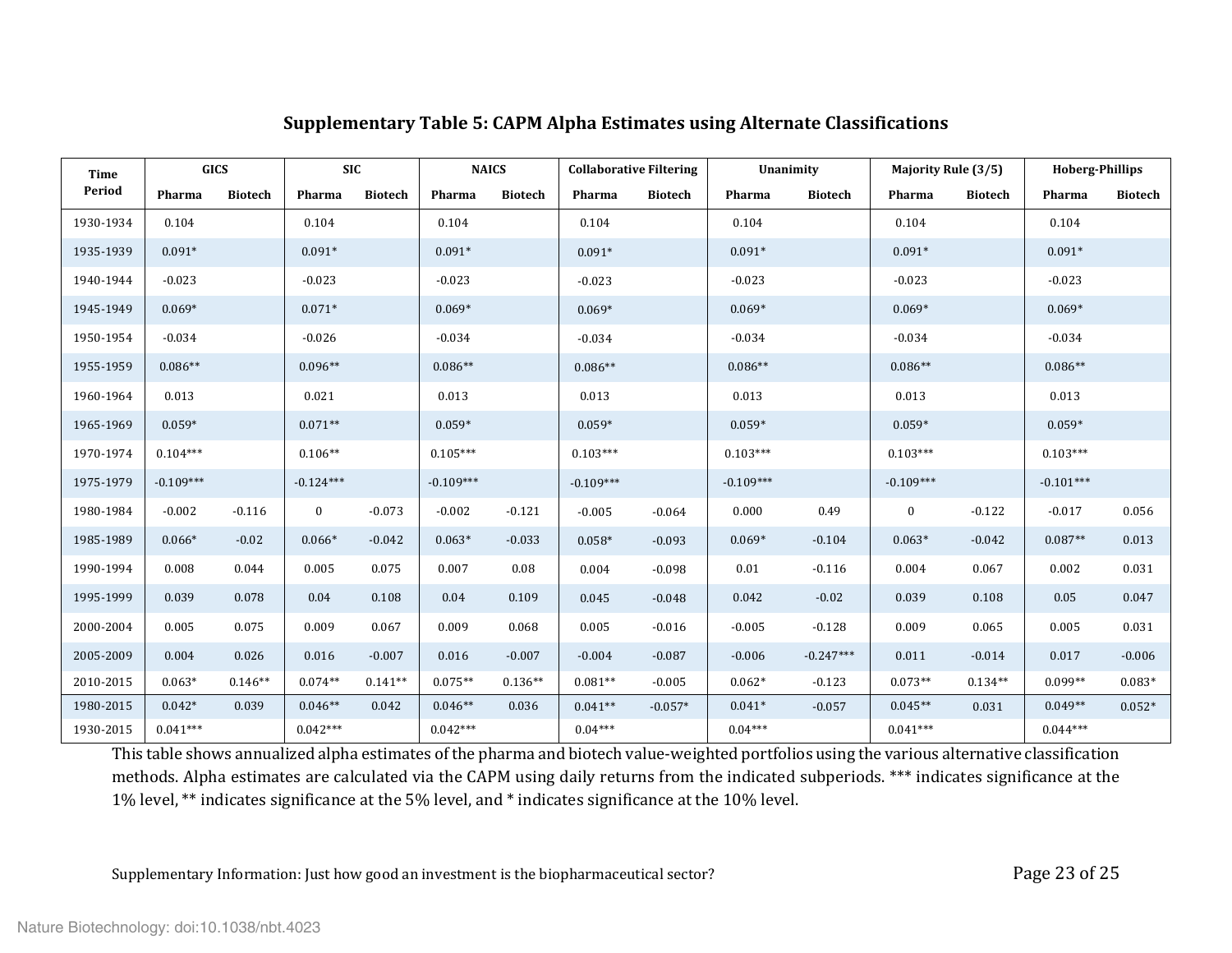## Supplementary Table 5: CAPM Alpha Estimates using Alternate Classifications

| Time Period | GICS | | SIC | | NAICS | | Collaborative Filtering | | Unanimity | | Majority Rule (3/5) | | Hoberg-Phillips | |
|---|---|---|---|---|---|---|---|---|---|---|---|---|---|---|
| | Pharma | Biotech | Pharma | Biotech | Pharma | Biotech | Pharma | Biotech | Pharma | Biotech | Pharma | Biotech | Pharma | Biotech |
| 1930-1934 | 0.104 | | 0.104 | | 0.104 | | 0.104 | | 0.104 | | 0.104 | | 0.104 | |
| 1935-1939 | 0.091* | | 0.091* | | 0.091* | | 0.091* | | 0.091* | | 0.091* | | 0.091* | |
| 1940-1944 | -0.023 | | -0.023 | | -0.023 | | -0.023 | | -0.023 | | -0.023 | | -0.023 | |
| 1945-1949 | 0.069* | | 0.071* | | 0.069* | | 0.069* | | 0.069* | | 0.069* | | 0.069* | |
| 1950-1954 | -0.034 | | -0.026 | | -0.034 | | -0.034 | | -0.034 | | -0.034 | | -0.034 | |
| 1955-1959 | 0.086** | | 0.096** | | 0.086** | | 0.086** | | 0.086** | | 0.086** | | 0.086** | |
| 1960-1964 | 0.013 | | 0.021 | | 0.013 | | 0.013 | | 0.013 | | 0.013 | | 0.013 | |
| 1965-1969 | 0.059* | | 0.071** | | 0.059* | | 0.059* | | 0.059* | | 0.059* | | 0.059* | |
| 1970-1974 | 0.104*** | | 0.106** | | 0.105*** | | 0.103*** | | 0.103*** | | 0.103*** | | 0.103*** | |
| 1975-1979 | -0.109*** | | -0.124*** | | -0.109*** | | -0.109*** | | -0.109*** | | -0.109*** | | -0.101*** | |
| 1980-1984 | -0.002 | -0.116 | 0 | -0.073 | -0.002 | -0.121 | -0.005 | -0.064 | 0.000 | 0.49 | 0 | -0.122 | -0.017 | 0.056 |
| 1985-1989 | 0.066* | -0.02 | 0.066* | -0.042 | 0.063* | -0.033 | 0.058* | -0.093 | 0.069* | -0.104 | 0.063* | -0.042 | 0.087** | 0.013 |
| 1990-1994 | 0.008 | 0.044 | 0.005 | 0.075 | 0.007 | 0.08 | 0.004 | -0.098 | 0.01 | -0.116 | 0.004 | 0.067 | 0.002 | 0.031 |
| 1995-1999 | 0.039 | 0.078 | 0.04 | 0.108 | 0.04 | 0.109 | 0.045 | -0.048 | 0.042 | -0.02 | 0.039 | 0.108 | 0.05 | 0.047 |
| 2000-2004 | 0.005 | 0.075 | 0.009 | 0.067 | 0.009 | 0.068 | 0.005 | -0.016 | -0.005 | -0.128 | 0.009 | 0.065 | 0.005 | 0.031 |
| 2005-2009 | 0.004 | 0.026 | 0.016 | -0.007 | 0.016 | -0.007 | -0.004 | -0.087 | -0.006 | -0.247*** | 0.011 | -0.014 | 0.017 | -0.006 |
| 2010-2015 | 0.063* | 0.146** | 0.074** | 0.141** | 0.075** | 0.136** | 0.081** | -0.005 | 0.062* | -0.123 | 0.073** | 0.134** | 0.099** | 0.083* |
| 1980-2015 | 0.042* | 0.039 | 0.046** | 0.042 | 0.046** | 0.036 | 0.041** | -0.057* | 0.041* | -0.057 | 0.045** | 0.031 | 0.049** | 0.052* |
| 1930-2015 | 0.041*** | | 0.042*** | | 0.042*** | | 0.04*** | | 0.04*** | | 0.041*** | | 0.044*** | |

This table shows annualized alpha estimates of the pharma and biotech value-weighted portfolios using the various alternative classification methods. Alpha estimates are calculated via the CAPM using daily returns from the indicated subperiods. *** indicates significance at the 1% level, ** indicates significance at the 5% level, and * indicates significance at the 10% level.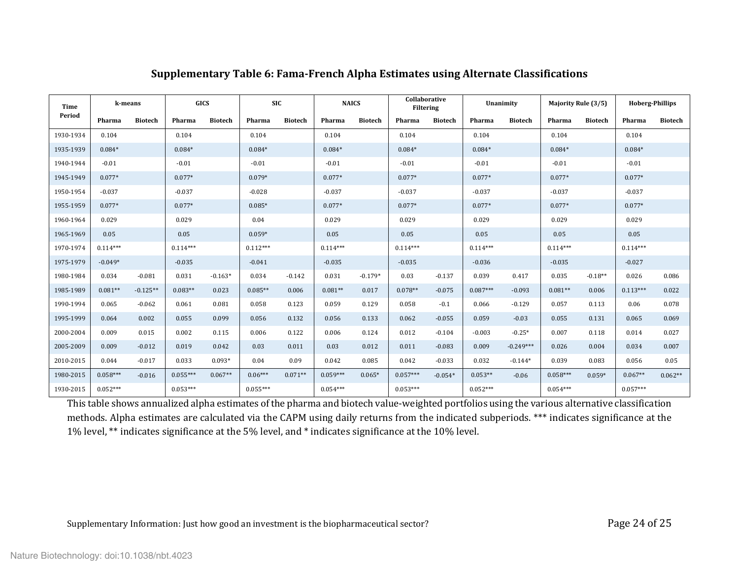## Supplementary Table 6: Fama-French Alpha Estimates using Alternate Classifications

| Time Period | k-means | | GICS | | SIC | | NAICS | | Collaborative Filtering | | Unanimity | | Majority Rule (3/5) | | Hoberg-Phillips | |
|---|---|---|---|---|---|---|---|---|---|---|---|---|---|---|---|---|
| | Pharma | Biotech | Pharma | Biotech | Pharma | Biotech | Pharma | Biotech | Pharma | Biotech | Pharma | Biotech | Pharma | Biotech | Pharma | Biotech |
| 1930-1934 | 0.104 | | 0.104 | | 0.104 | | 0.104 | | 0.104 | | 0.104 | | 0.104 | | 0.104 | |
| 1935-1939 | 0.084* | | 0.084* | | 0.084* | | 0.084* | | 0.084* | | 0.084* | | 0.084* | | 0.084* | |
| 1940-1944 | -0.01 | | -0.01 | | -0.01 | | -0.01 | | -0.01 | | -0.01 | | -0.01 | | -0.01 | |
| 1945-1949 | 0.077* | | 0.077* | | 0.079* | | 0.077* | | 0.077* | | 0.077* | | 0.077* | | 0.077* | |
| 1950-1954 | -0.037 | | -0.037 | | -0.028 | | -0.037 | | -0.037 | | -0.037 | | -0.037 | | -0.037 | |
| 1955-1959 | 0.077* | | 0.077* | | 0.085* | | 0.077* | | 0.077* | | 0.077* | | 0.077* | | 0.077* | |
| 1960-1964 | 0.029 | | 0.029 | | 0.04 | | 0.029 | | 0.029 | | 0.029 | | 0.029 | | 0.029 | |
| 1965-1969 | 0.05 | | 0.05 | | 0.059* | | 0.05 | | 0.05 | | 0.05 | | 0.05 | | 0.05 | |
| 1970-1974 | 0.114*** | | 0.114*** | | 0.112*** | | 0.114*** | | 0.114*** | | 0.114*** | | 0.114*** | | 0.114*** | |
| 1975-1979 | -0.049* | | -0.035 | | -0.041 | | -0.035 | | -0.035 | | -0.036 | | -0.035 | | -0.027 | |
| 1980-1984 | 0.034 | -0.081 | 0.031 | -0.163* | 0.034 | -0.142 | 0.031 | -0.179* | 0.03 | -0.137 | 0.039 | 0.417 | 0.035 | -0.18** | 0.026 | 0.086 |
| 1985-1989 | 0.081** | -0.125** | 0.083** | 0.023 | 0.085** | 0.006 | 0.081** | 0.017 | 0.078** | -0.075 | 0.087*** | -0.093 | 0.081** | 0.006 | 0.113*** | 0.022 |
| 1990-1994 | 0.065 | -0.062 | 0.061 | 0.081 | 0.058 | 0.123 | 0.059 | 0.129 | 0.058 | -0.1 | 0.066 | -0.129 | 0.057 | 0.113 | 0.06 | 0.078 |
| 1995-1999 | 0.064 | 0.002 | 0.055 | 0.099 | 0.056 | 0.132 | 0.056 | 0.133 | 0.062 | -0.055 | 0.059 | -0.03 | 0.055 | 0.131 | 0.065 | 0.069 |
| 2000-2004 | 0.009 | 0.015 | 0.002 | 0.115 | 0.006 | 0.122 | 0.006 | 0.124 | 0.012 | -0.104 | -0.003 | -0.25* | 0.007 | 0.118 | 0.014 | 0.027 |
| 2005-2009 | 0.009 | -0.012 | 0.019 | 0.042 | 0.03 | 0.011 | 0.03 | 0.012 | 0.011 | -0.083 | 0.009 | -0.249*** | 0.026 | 0.004 | 0.034 | 0.007 |
| 2010-2015 | 0.044 | -0.017 | 0.033 | 0.093* | 0.04 | 0.09 | 0.042 | 0.085 | 0.042 | -0.033 | 0.032 | -0.144* | 0.039 | 0.083 | 0.056 | 0.05 |
| 1980-2015 | 0.058*** | -0.016 | 0.055*** | 0.067** | 0.06*** | 0.071** | 0.059*** | 0.065* | 0.057*** | -0.054* | 0.053** | -0.06 | 0.058*** | 0.059* | 0.067** | 0.062** |
| 1930-2015 | 0.052*** | | 0.053*** | | 0.055*** | | 0.054*** | | 0.053*** | | 0.052*** | | 0.054*** | | 0.057*** | |

This table shows annualized alpha estimates of the pharma and biotech value-weighted portfolios using the various alternative classification methods. Alpha estimates are calculated via the CAPM using daily returns from the indicated subperiods. *** indicates significance at the 1% level, ** indicates significance at the 5% level, and * indicates significance at the 10% level.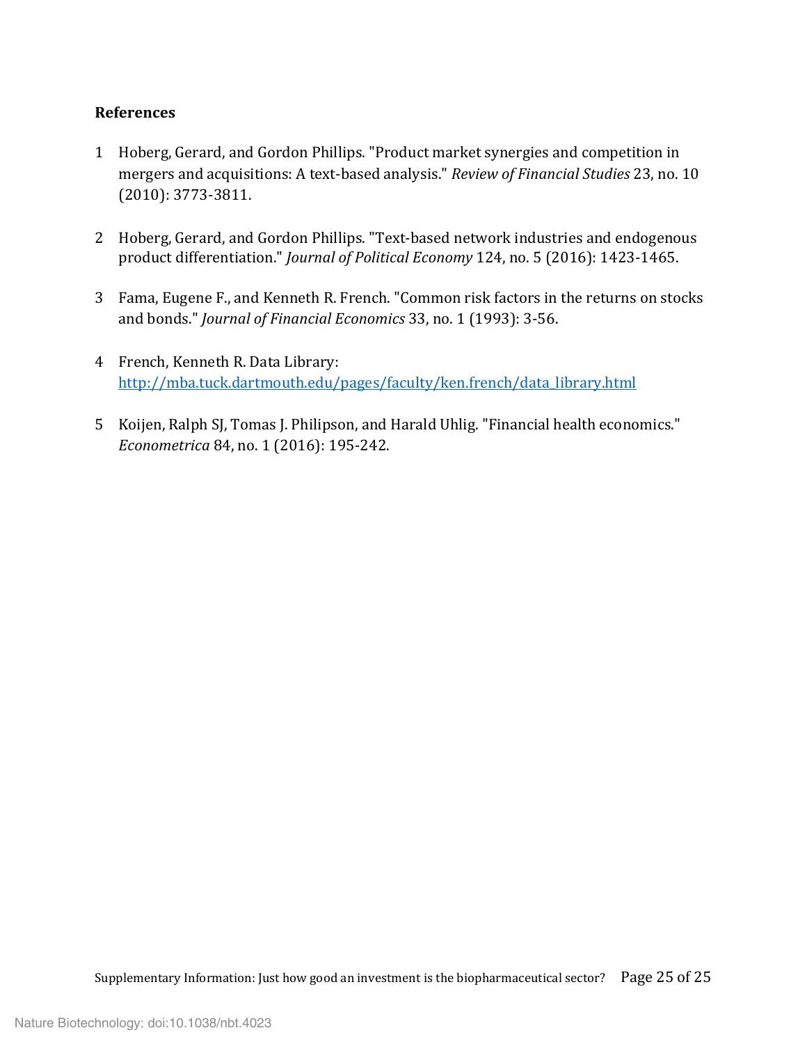**References**

1. Hoberg, Gerard, and Gordon Phillips. "Product market synergies and competition in mergers and acquisitions: A text-based analysis." *Review of Financial Studies* 23, no. 10 (2010): 3773-3811.

2. Hoberg, Gerard, and Gordon Phillips. "Text-based network industries and endogenous product differentiation." *Journal of Political Economy* 124, no. 5 (2016): 1423-1465.

3. Fama, Eugene F., and Kenneth R. French. "Common risk factors in the returns on stocks and bonds." *Journal of Financial Economics* 33, no. 1 (1993): 3-56.

4. French, Kenneth R. Data Library: http://mba.tuck.dartmouth.edu/pages/faculty/ken.french/data_library.html

5. Koijen, Ralph SJ, Tomas J. Philipson, and Harald Uhlig. "Financial health economics." *Econometrica* 84, no. 1 (2016): 195-242.